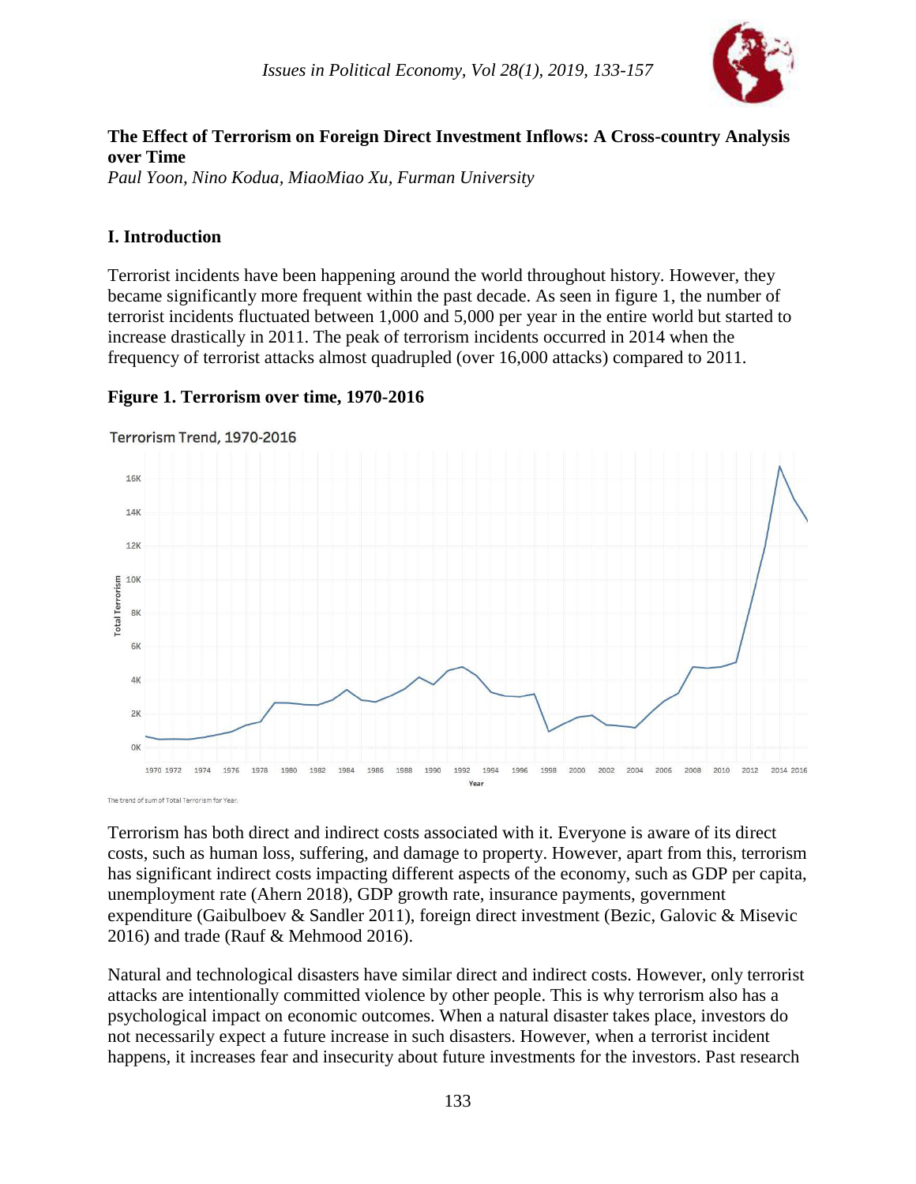## The Effect of Terrorism on Foreign Direct Investment Inflows: A Cross-country Analysis over Time

*Paul Yoon, Nino Kodua, MiaoMiao Xu, Furman University*

## I. Introduction

Terrorist incidents have been happening around the world throughout history. However, they became significantly more frequent within the past decade. As seen in figure 1, the number of terrorist incidents fluctuated between 1,000 and 5,000 per year in the entire world but started to increase drastically in 2011. The peak of terrorism incidents occurred in 2014 when the frequency of terrorist attacks almost quadrupled (over 16,000 attacks) compared to 2011.

### Figure 1. Terrorism over time, 1970-2016

Terrorism has both direct and indirect costs associated with it. Everyone is aware of its direct costs, such as human loss, suffering, and damage to property. However, apart from this, terrorism has significant indirect costs impacting different aspects of the economy, such as GDP per capita, unemployment rate (Ahern 2018), GDP growth rate, insurance payments, government expenditure (Gaibulboev & Sandler 2011), foreign direct investment (Bezic, Galovic & Misevic 2016) and trade (Rauf & Mehmood 2016).

Natural and technological disasters have similar direct and indirect costs. However, only terrorist attacks are intentionally committed violence by other people. This is why terrorism also has a psychological impact on economic outcomes. When a natural disaster takes place, investors do not necessarily expect a future increase in such disasters. However, when a terrorist incident happens, it increases fear and insecurity about future investments for the investors. Past research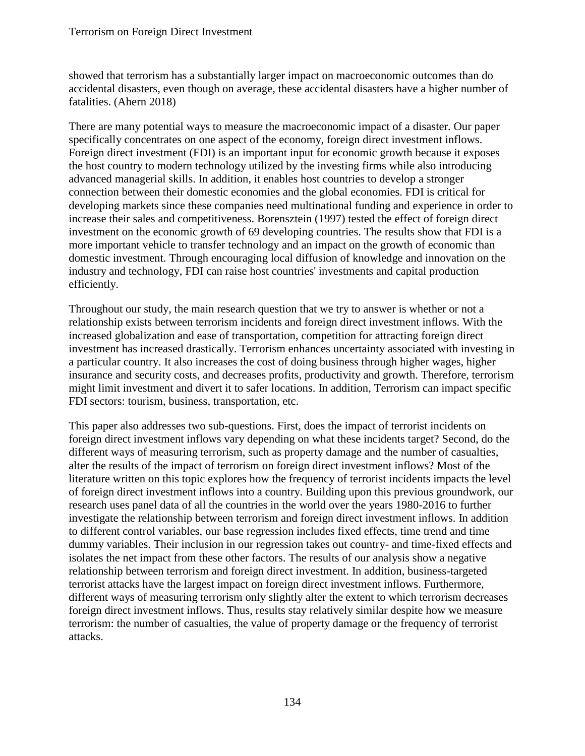showed that terrorism has a substantially larger impact on macroeconomic outcomes than do accidental disasters, even though on average, these accidental disasters have a higher number of fatalities. (Ahern 2018)

There are many potential ways to measure the macroeconomic impact of a disaster. Our paper specifically concentrates on one aspect of the economy, foreign direct investment inflows. Foreign direct investment (FDI) is an important input for economic growth because it exposes the host country to modern technology utilized by the investing firms while also introducing advanced managerial skills. In addition, it enables host countries to develop a stronger connection between their domestic economies and the global economies. FDI is critical for developing markets since these companies need multinational funding and experience in order to increase their sales and competitiveness. Borensztein (1997) tested the effect of foreign direct investment on the economic growth of 69 developing countries. The results show that FDI is a more important vehicle to transfer technology and an impact on the growth of economic than domestic investment. Through encouraging local diffusion of knowledge and innovation on the industry and technology, FDI can raise host countries' investments and capital production efficiently.

Throughout our study, the main research question that we try to answer is whether or not a relationship exists between terrorism incidents and foreign direct investment inflows. With the increased globalization and ease of transportation, competition for attracting foreign direct investment has increased drastically. Terrorism enhances uncertainty associated with investing in a particular country. It also increases the cost of doing business through higher wages, higher insurance and security costs, and decreases profits, productivity and growth. Therefore, terrorism might limit investment and divert it to safer locations. In addition, Terrorism can impact specific FDI sectors: tourism, business, transportation, etc.

This paper also addresses two sub-questions. First, does the impact of terrorist incidents on foreign direct investment inflows vary depending on what these incidents target? Second, do the different ways of measuring terrorism, such as property damage and the number of casualties, alter the results of the impact of terrorism on foreign direct investment inflows? Most of the literature written on this topic explores how the frequency of terrorist incidents impacts the level of foreign direct investment inflows into a country. Building upon this previous groundwork, our research uses panel data of all the countries in the world over the years 1980-2016 to further investigate the relationship between terrorism and foreign direct investment inflows. In addition to different control variables, our base regression includes fixed effects, time trend and time dummy variables. Their inclusion in our regression takes out country- and time-fixed effects and isolates the net impact from these other factors. The results of our analysis show a negative relationship between terrorism and foreign direct investment. In addition, business-targeted terrorist attacks have the largest impact on foreign direct investment inflows. Furthermore, different ways of measuring terrorism only slightly alter the extent to which terrorism decreases foreign direct investment inflows. Thus, results stay relatively similar despite how we measure terrorism: the number of casualties, the value of property damage or the frequency of terrorist attacks.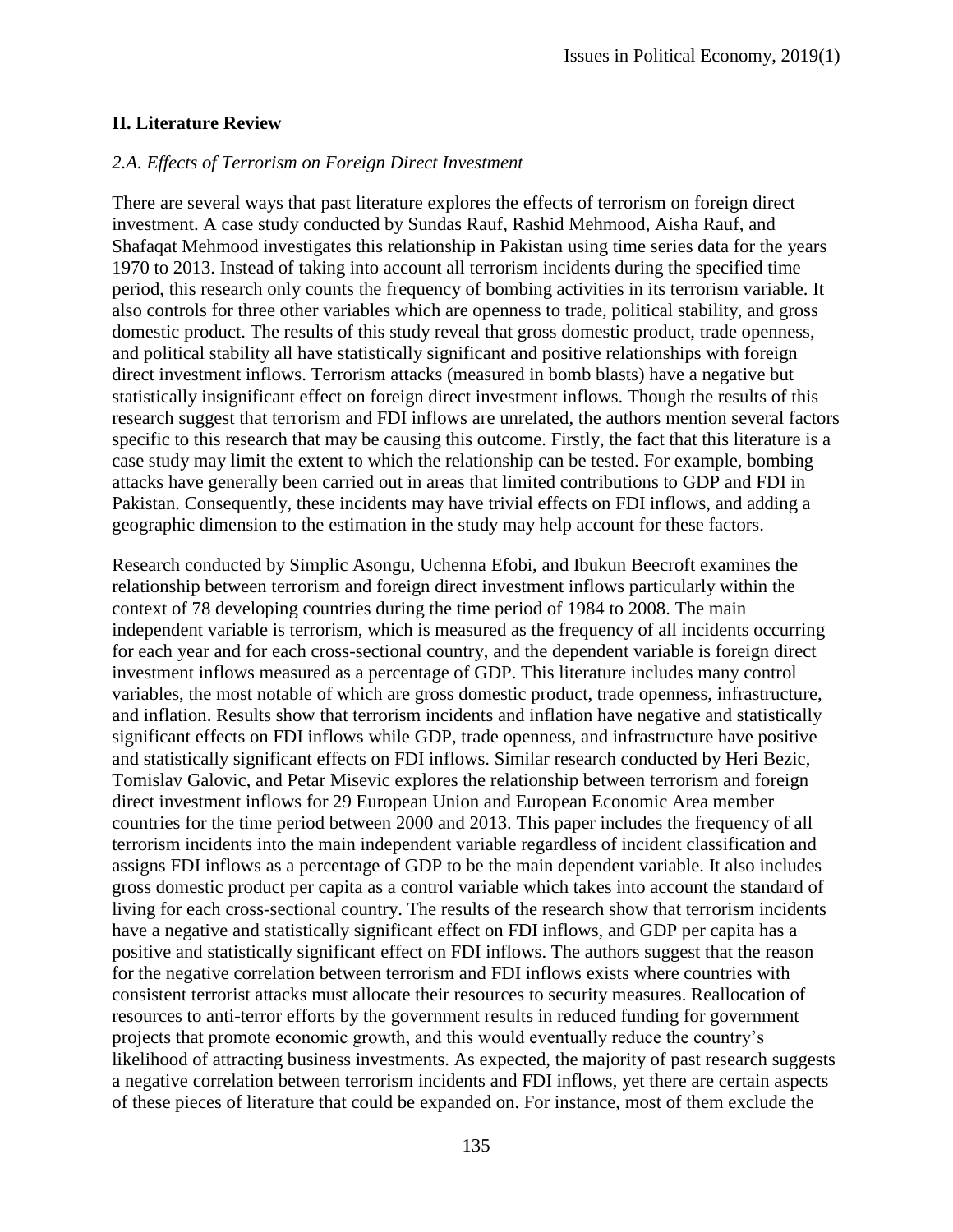## II. Literature Review

### *2.A. Effects of Terrorism on Foreign Direct Investment*

There are several ways that past literature explores the effects of terrorism on foreign direct investment. A case study conducted by Sundas Rauf, Rashid Mehmood, Aisha Rauf, and Shafaqat Mehmood investigates this relationship in Pakistan using time series data for the years 1970 to 2013. Instead of taking into account all terrorism incidents during the specified time period, this research only counts the frequency of bombing activities in its terrorism variable. It also controls for three other variables which are openness to trade, political stability, and gross domestic product. The results of this study reveal that gross domestic product, trade openness, and political stability all have statistically significant and positive relationships with foreign direct investment inflows. Terrorism attacks (measured in bomb blasts) have a negative but statistically insignificant effect on foreign direct investment inflows. Though the results of this research suggest that terrorism and FDI inflows are unrelated, the authors mention several factors specific to this research that may be causing this outcome. Firstly, the fact that this literature is a case study may limit the extent to which the relationship can be tested. For example, bombing attacks have generally been carried out in areas that limited contributions to GDP and FDI in Pakistan. Consequently, these incidents may have trivial effects on FDI inflows, and adding a geographic dimension to the estimation in the study may help account for these factors.

Research conducted by Simplic Asongu, Uchenna Efobi, and Ibukun Beecroft examines the relationship between terrorism and foreign direct investment inflows particularly within the context of 78 developing countries during the time period of 1984 to 2008. The main independent variable is terrorism, which is measured as the frequency of all incidents occurring for each year and for each cross-sectional country, and the dependent variable is foreign direct investment inflows measured as a percentage of GDP. This literature includes many control variables, the most notable of which are gross domestic product, trade openness, infrastructure, and inflation. Results show that terrorism incidents and inflation have negative and statistically significant effects on FDI inflows while GDP, trade openness, and infrastructure have positive and statistically significant effects on FDI inflows. Similar research conducted by Heri Bezic, Tomislav Galovic, and Petar Misevic explores the relationship between terrorism and foreign direct investment inflows for 29 European Union and European Economic Area member countries for the time period between 2000 and 2013. This paper includes the frequency of all terrorism incidents into the main independent variable regardless of incident classification and assigns FDI inflows as a percentage of GDP to be the main dependent variable. It also includes gross domestic product per capita as a control variable which takes into account the standard of living for each cross-sectional country. The results of the research show that terrorism incidents have a negative and statistically significant effect on FDI inflows, and GDP per capita has a positive and statistically significant effect on FDI inflows. The authors suggest that the reason for the negative correlation between terrorism and FDI inflows exists where countries with consistent terrorist attacks must allocate their resources to security measures. Reallocation of resources to anti-terror efforts by the government results in reduced funding for government projects that promote economic growth, and this would eventually reduce the country's likelihood of attracting business investments. As expected, the majority of past research suggests a negative correlation between terrorism incidents and FDI inflows, yet there are certain aspects of these pieces of literature that could be expanded on. For instance, most of them exclude the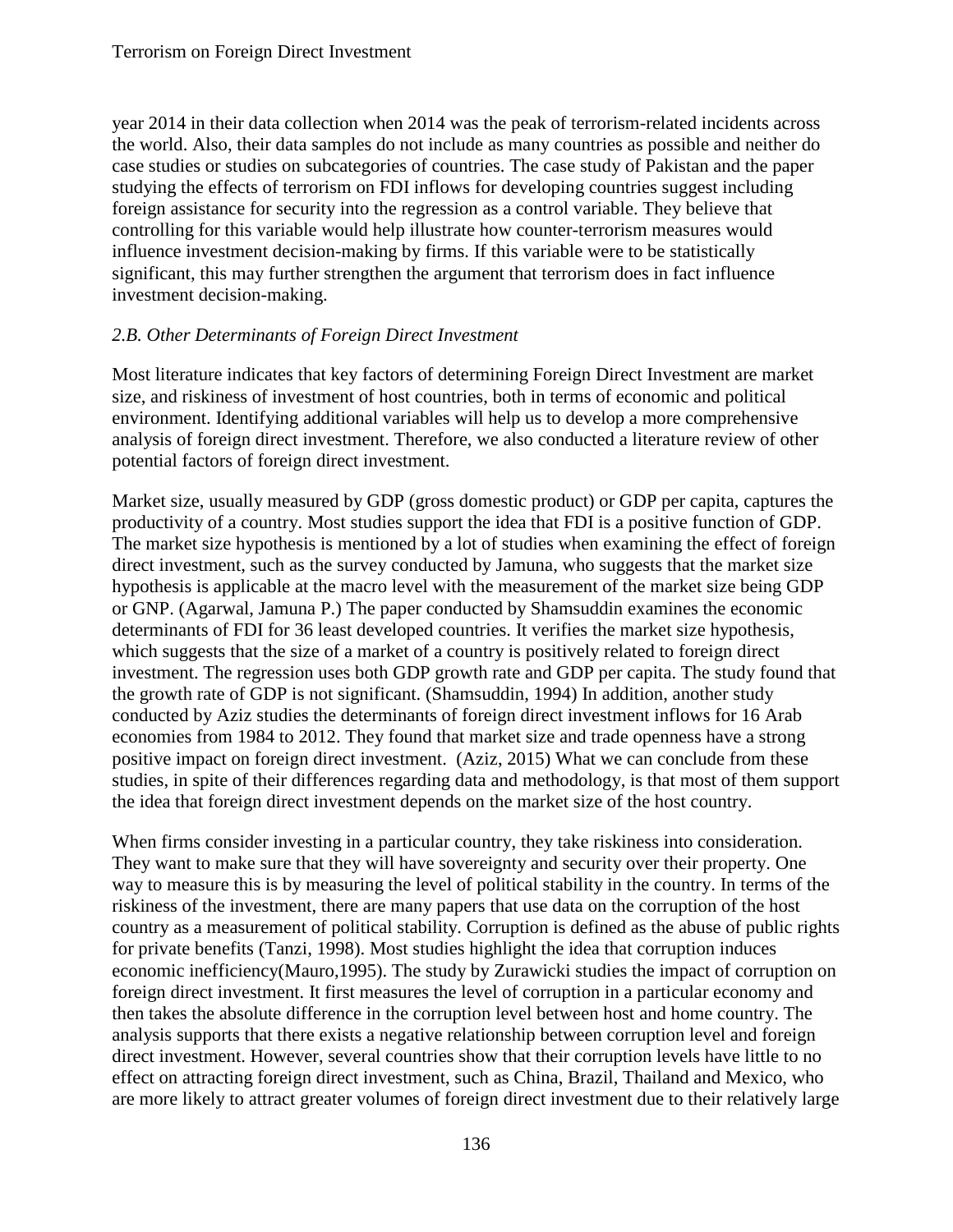year 2014 in their data collection when 2014 was the peak of terrorism-related incidents across the world. Also, their data samples do not include as many countries as possible and neither do case studies or studies on subcategories of countries. The case study of Pakistan and the paper studying the effects of terrorism on FDI inflows for developing countries suggest including foreign assistance for security into the regression as a control variable. They believe that controlling for this variable would help illustrate how counter-terrorism measures would influence investment decision-making by firms. If this variable were to be statistically significant, this may further strengthen the argument that terrorism does in fact influence investment decision-making.

### *2.B. Other Determinants of Foreign Direct Investment*

Most literature indicates that key factors of determining Foreign Direct Investment are market size, and riskiness of investment of host countries, both in terms of economic and political environment. Identifying additional variables will help us to develop a more comprehensive analysis of foreign direct investment. Therefore, we also conducted a literature review of other potential factors of foreign direct investment.

Market size, usually measured by GDP (gross domestic product) or GDP per capita, captures the productivity of a country. Most studies support the idea that FDI is a positive function of GDP. The market size hypothesis is mentioned by a lot of studies when examining the effect of foreign direct investment, such as the survey conducted by Jamuna, who suggests that the market size hypothesis is applicable at the macro level with the measurement of the market size being GDP or GNP. (Agarwal, Jamuna P.) The paper conducted by Shamsuddin examines the economic determinants of FDI for 36 least developed countries. It verifies the market size hypothesis, which suggests that the size of a market of a country is positively related to foreign direct investment. The regression uses both GDP growth rate and GDP per capita. The study found that the growth rate of GDP is not significant. (Shamsuddin, 1994) In addition, another study conducted by Aziz studies the determinants of foreign direct investment inflows for 16 Arab economies from 1984 to 2012. They found that market size and trade openness have a strong positive impact on foreign direct investment. (Aziz, 2015) What we can conclude from these studies, in spite of their differences regarding data and methodology, is that most of them support the idea that foreign direct investment depends on the market size of the host country.

When firms consider investing in a particular country, they take riskiness into consideration. They want to make sure that they will have sovereignty and security over their property. One way to measure this is by measuring the level of political stability in the country. In terms of the riskiness of the investment, there are many papers that use data on the corruption of the host country as a measurement of political stability. Corruption is defined as the abuse of public rights for private benefits (Tanzi, 1998). Most studies highlight the idea that corruption induces economic inefficiency(Mauro,1995). The study by Zurawicki studies the impact of corruption on foreign direct investment. It first measures the level of corruption in a particular economy and then takes the absolute difference in the corruption level between host and home country. The analysis supports that there exists a negative relationship between corruption level and foreign direct investment. However, several countries show that their corruption levels have little to no effect on attracting foreign direct investment, such as China, Brazil, Thailand and Mexico, who are more likely to attract greater volumes of foreign direct investment due to their relatively large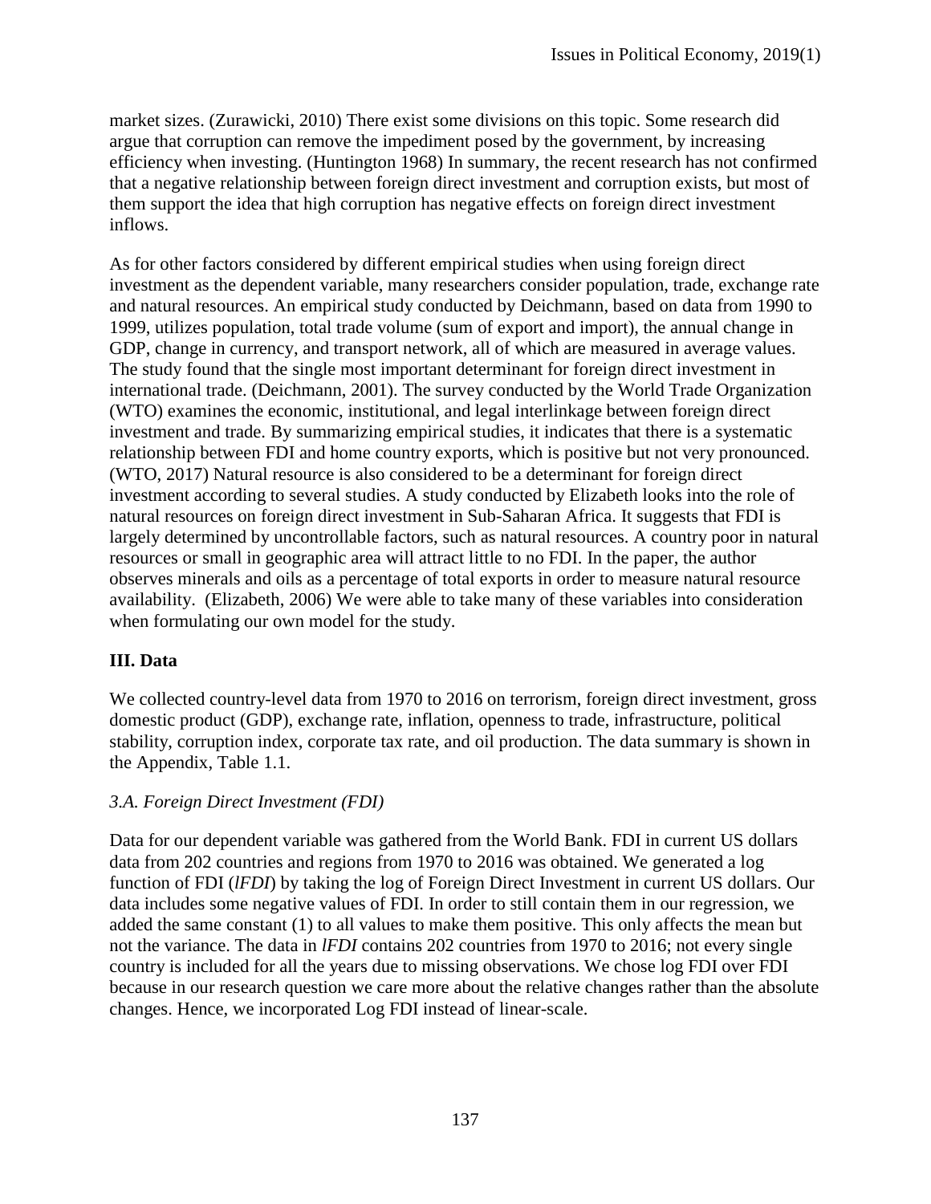market sizes. (Zurawicki, 2010) There exist some divisions on this topic. Some research did argue that corruption can remove the impediment posed by the government, by increasing efficiency when investing. (Huntington 1968) In summary, the recent research has not confirmed that a negative relationship between foreign direct investment and corruption exists, but most of them support the idea that high corruption has negative effects on foreign direct investment inflows.

As for other factors considered by different empirical studies when using foreign direct investment as the dependent variable, many researchers consider population, trade, exchange rate and natural resources. An empirical study conducted by Deichmann, based on data from 1990 to 1999, utilizes population, total trade volume (sum of export and import), the annual change in GDP, change in currency, and transport network, all of which are measured in average values. The study found that the single most important determinant for foreign direct investment in international trade. (Deichmann, 2001). The survey conducted by the World Trade Organization (WTO) examines the economic, institutional, and legal interlinkage between foreign direct investment and trade. By summarizing empirical studies, it indicates that there is a systematic relationship between FDI and home country exports, which is positive but not very pronounced. (WTO, 2017) Natural resource is also considered to be a determinant for foreign direct investment according to several studies. A study conducted by Elizabeth looks into the role of natural resources on foreign direct investment in Sub-Saharan Africa. It suggests that FDI is largely determined by uncontrollable factors, such as natural resources. A country poor in natural resources or small in geographic area will attract little to no FDI. In the paper, the author observes minerals and oils as a percentage of total exports in order to measure natural resource availability. (Elizabeth, 2006) We were able to take many of these variables into consideration when formulating our own model for the study.

## III. Data

We collected country-level data from 1970 to 2016 on terrorism, foreign direct investment, gross domestic product (GDP), exchange rate, inflation, openness to trade, infrastructure, political stability, corruption index, corporate tax rate, and oil production. The data summary is shown in the Appendix, Table 1.1.

### *3.A. Foreign Direct Investment (FDI)*

Data for our dependent variable was gathered from the World Bank. FDI in current US dollars data from 202 countries and regions from 1970 to 2016 was obtained. We generated a log function of FDI (*lFDI*) by taking the log of Foreign Direct Investment in current US dollars. Our data includes some negative values of FDI. In order to still contain them in our regression, we added the same constant (1) to all values to make them positive. This only affects the mean but not the variance. The data in *lFDI* contains 202 countries from 1970 to 2016; not every single country is included for all the years due to missing observations. We chose log FDI over FDI because in our research question we care more about the relative changes rather than the absolute changes. Hence, we incorporated Log FDI instead of linear-scale.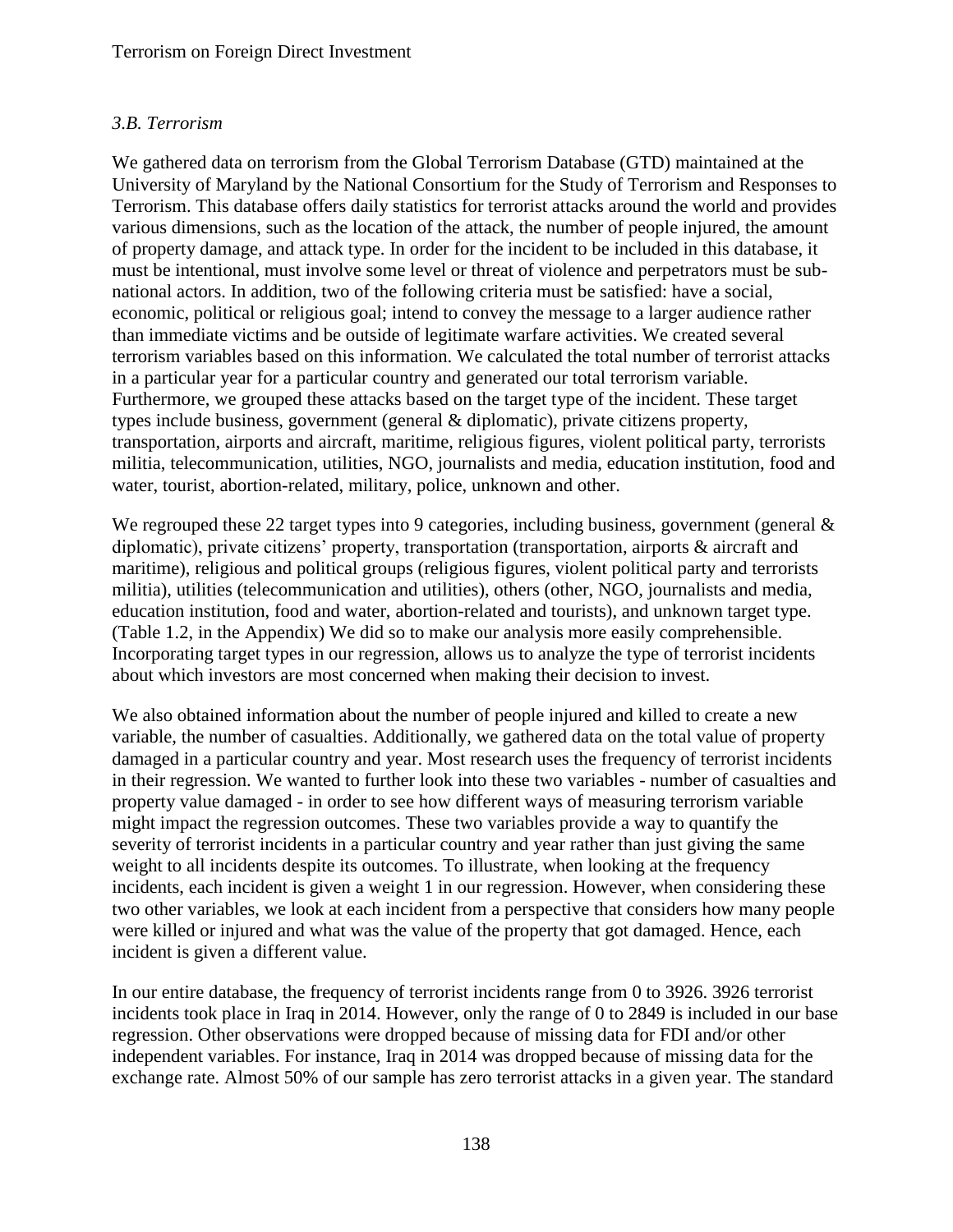### *3.B. Terrorism*

We gathered data on terrorism from the Global Terrorism Database (GTD) maintained at the University of Maryland by the National Consortium for the Study of Terrorism and Responses to Terrorism. This database offers daily statistics for terrorist attacks around the world and provides various dimensions, such as the location of the attack, the number of people injured, the amount of property damage, and attack type. In order for the incident to be included in this database, it must be intentional, must involve some level or threat of violence and perpetrators must be sub-national actors. In addition, two of the following criteria must be satisfied: have a social, economic, political or religious goal; intend to convey the message to a larger audience rather than immediate victims and be outside of legitimate warfare activities. We created several terrorism variables based on this information. We calculated the total number of terrorist attacks in a particular year for a particular country and generated our total terrorism variable. Furthermore, we grouped these attacks based on the target type of the incident. These target types include business, government (general & diplomatic), private citizens property, transportation, airports and aircraft, maritime, religious figures, violent political party, terrorists militia, telecommunication, utilities, NGO, journalists and media, education institution, food and water, tourist, abortion-related, military, police, unknown and other.

We regrouped these 22 target types into 9 categories, including business, government (general & diplomatic), private citizens' property, transportation (transportation, airports & aircraft and maritime), religious and political groups (religious figures, violent political party and terrorists militia), utilities (telecommunication and utilities), others (other, NGO, journalists and media, education institution, food and water, abortion-related and tourists), and unknown target type. (Table 1.2, in the Appendix) We did so to make our analysis more easily comprehensible. Incorporating target types in our regression, allows us to analyze the type of terrorist incidents about which investors are most concerned when making their decision to invest.

We also obtained information about the number of people injured and killed to create a new variable, the number of casualties. Additionally, we gathered data on the total value of property damaged in a particular country and year. Most research uses the frequency of terrorist incidents in their regression. We wanted to further look into these two variables - number of casualties and property value damaged - in order to see how different ways of measuring terrorism variable might impact the regression outcomes. These two variables provide a way to quantify the severity of terrorist incidents in a particular country and year rather than just giving the same weight to all incidents despite its outcomes. To illustrate, when looking at the frequency incidents, each incident is given a weight 1 in our regression. However, when considering these two other variables, we look at each incident from a perspective that considers how many people were killed or injured and what was the value of the property that got damaged. Hence, each incident is given a different value.

In our entire database, the frequency of terrorist incidents range from 0 to 3926. 3926 terrorist incidents took place in Iraq in 2014. However, only the range of 0 to 2849 is included in our base regression. Other observations were dropped because of missing data for FDI and/or other independent variables. For instance, Iraq in 2014 was dropped because of missing data for the exchange rate. Almost 50% of our sample has zero terrorist attacks in a given year. The standard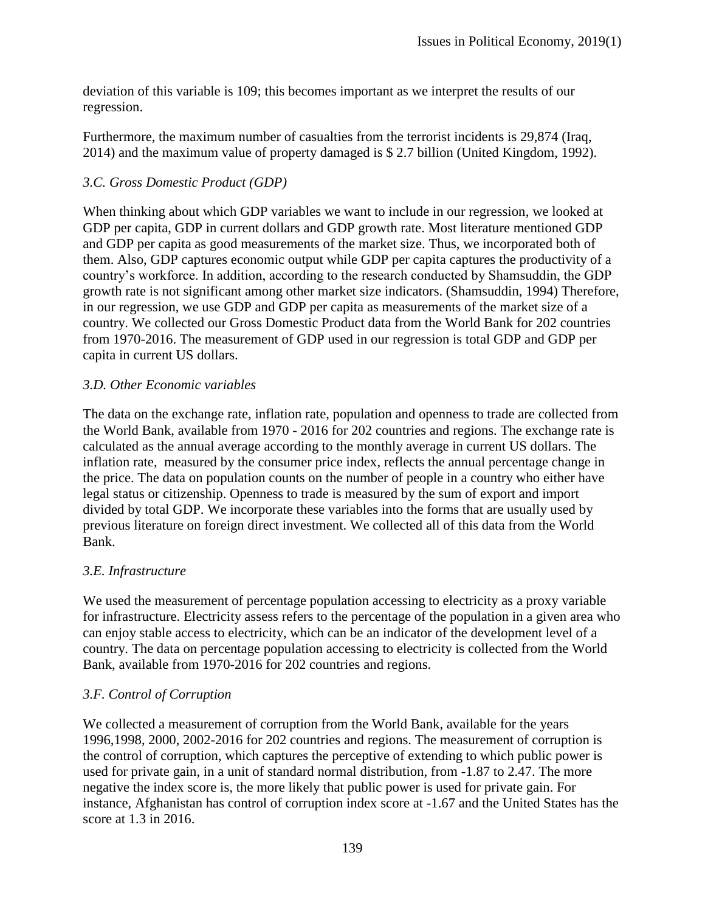deviation of this variable is 109; this becomes important as we interpret the results of our regression.

Furthermore, the maximum number of casualties from the terrorist incidents is 29,874 (Iraq, 2014) and the maximum value of property damaged is $ 2.7 billion (United Kingdom, 1992).

### *3.C. Gross Domestic Product (GDP)*

When thinking about which GDP variables we want to include in our regression, we looked at GDP per capita, GDP in current dollars and GDP growth rate. Most literature mentioned GDP and GDP per capita as good measurements of the market size. Thus, we incorporated both of them. Also, GDP captures economic output while GDP per capita captures the productivity of a country's workforce. In addition, according to the research conducted by Shamsuddin, the GDP growth rate is not significant among other market size indicators. (Shamsuddin, 1994) Therefore, in our regression, we use GDP and GDP per capita as measurements of the market size of a country. We collected our Gross Domestic Product data from the World Bank for 202 countries from 1970-2016. The measurement of GDP used in our regression is total GDP and GDP per capita in current US dollars.

### *3.D. Other Economic variables*

The data on the exchange rate, inflation rate, population and openness to trade are collected from the World Bank, available from 1970 - 2016 for 202 countries and regions. The exchange rate is calculated as the annual average according to the monthly average in current US dollars. The inflation rate, measured by the consumer price index, reflects the annual percentage change in the price. The data on population counts on the number of people in a country who either have legal status or citizenship. Openness to trade is measured by the sum of export and import divided by total GDP. We incorporate these variables into the forms that are usually used by previous literature on foreign direct investment. We collected all of this data from the World Bank.

### *3.E. Infrastructure*

We used the measurement of percentage population accessing to electricity as a proxy variable for infrastructure. Electricity assess refers to the percentage of the population in a given area who can enjoy stable access to electricity, which can be an indicator of the development level of a country. The data on percentage population accessing to electricity is collected from the World Bank, available from 1970-2016 for 202 countries and regions.

### *3.F. Control of Corruption*

We collected a measurement of corruption from the World Bank, available for the years 1996,1998, 2000, 2002-2016 for 202 countries and regions. The measurement of corruption is the control of corruption, which captures the perceptive of extending to which public power is used for private gain, in a unit of standard normal distribution, from -1.87 to 2.47. The more negative the index score is, the more likely that public power is used for private gain. For instance, Afghanistan has control of corruption index score at -1.67 and the United States has the score at 1.3 in 2016.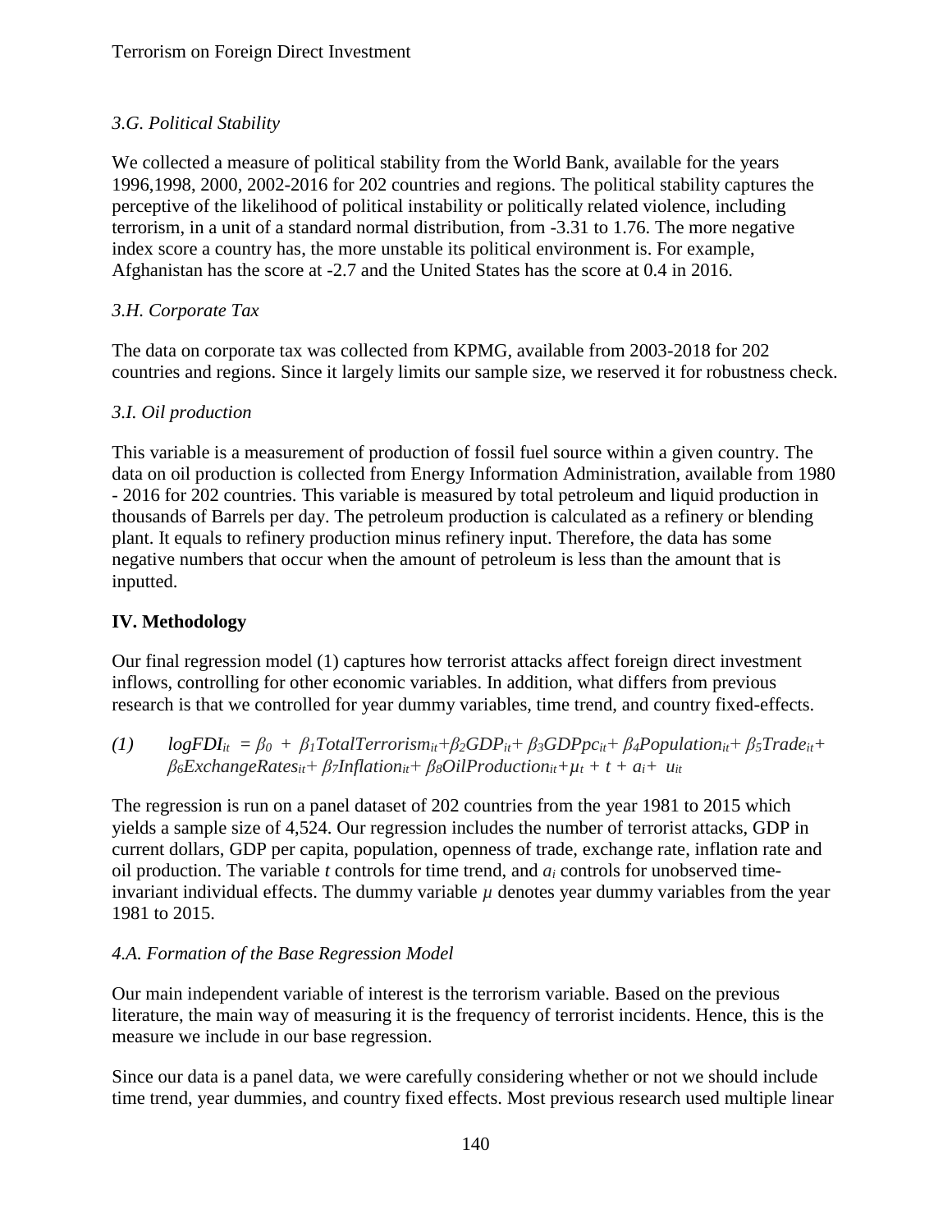### *3.G. Political Stability*

We collected a measure of political stability from the World Bank, available for the years 1996,1998, 2000, 2002-2016 for 202 countries and regions. The political stability captures the perceptive of the likelihood of political instability or politically related violence, including terrorism, in a unit of a standard normal distribution, from -3.31 to 1.76. The more negative index score a country has, the more unstable its political environment is. For example, Afghanistan has the score at -2.7 and the United States has the score at 0.4 in 2016.

### *3.H. Corporate Tax*

The data on corporate tax was collected from KPMG, available from 2003-2018 for 202 countries and regions. Since it largely limits our sample size, we reserved it for robustness check.

### *3.I. Oil production*

This variable is a measurement of production of fossil fuel source within a given country. The data on oil production is collected from Energy Information Administration, available from 1980 - 2016 for 202 countries. This variable is measured by total petroleum and liquid production in thousands of Barrels per day. The petroleum production is calculated as a refinery or blending plant. It equals to refinery production minus refinery input. Therefore, the data has some negative numbers that occur when the amount of petroleum is less than the amount that is inputted.

## IV. Methodology

Our final regression model (1) captures how terrorist attacks affect foreign direct investment inflows, controlling for other economic variables. In addition, what differs from previous research is that we controlled for year dummy variables, time trend, and country fixed-effects.

$$(1) \quad logFDI_{it} = \beta_0 + \beta_1 TotalTerrorism_{it} + \beta_2 GDP_{it} + \beta_3 GDPpc_{it} + \beta_4 Population_{it} + \beta_5 Trade_{it} + \beta_6 ExchangeRates_{it} + \beta_7 Inflation_{it} + \beta_8 OilProduction_{it} + \mu_t + t + a_i + u_{it}$$

The regression is run on a panel dataset of 202 countries from the year 1981 to 2015 which yields a sample size of 4,524. Our regression includes the number of terrorist attacks, GDP in current dollars, GDP per capita, population, openness of trade, exchange rate, inflation rate and oil production. The variable $t$ controls for time trend, and $a_i$ controls for unobserved time-invariant individual effects. The dummy variable $\mu$ denotes year dummy variables from the year 1981 to 2015.

### *4.A. Formation of the Base Regression Model*

Our main independent variable of interest is the terrorism variable. Based on the previous literature, the main way of measuring it is the frequency of terrorist incidents. Hence, this is the measure we include in our base regression.

Since our data is a panel data, we were carefully considering whether or not we should include time trend, year dummies, and country fixed effects. Most previous research used multiple linear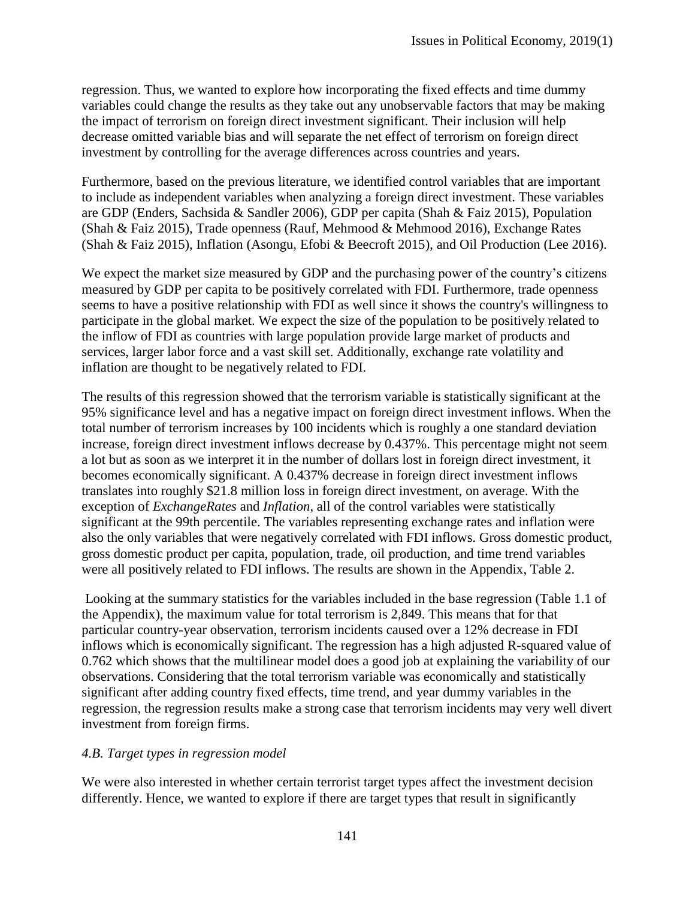regression. Thus, we wanted to explore how incorporating the fixed effects and time dummy variables could change the results as they take out any unobservable factors that may be making the impact of terrorism on foreign direct investment significant. Their inclusion will help decrease omitted variable bias and will separate the net effect of terrorism on foreign direct investment by controlling for the average differences across countries and years.

Furthermore, based on the previous literature, we identified control variables that are important to include as independent variables when analyzing a foreign direct investment. These variables are GDP (Enders, Sachsida & Sandler 2006), GDP per capita (Shah & Faiz 2015), Population (Shah & Faiz 2015), Trade openness (Rauf, Mehmood & Mehmood 2016), Exchange Rates (Shah & Faiz 2015), Inflation (Asongu, Efobi & Beecroft 2015), and Oil Production (Lee 2016).

We expect the market size measured by GDP and the purchasing power of the country's citizens measured by GDP per capita to be positively correlated with FDI. Furthermore, trade openness seems to have a positive relationship with FDI as well since it shows the country's willingness to participate in the global market. We expect the size of the population to be positively related to the inflow of FDI as countries with large population provide large market of products and services, larger labor force and a vast skill set. Additionally, exchange rate volatility and inflation are thought to be negatively related to FDI.

The results of this regression showed that the terrorism variable is statistically significant at the 95% significance level and has a negative impact on foreign direct investment inflows. When the total number of terrorism increases by 100 incidents which is roughly a one standard deviation increase, foreign direct investment inflows decrease by 0.437%. This percentage might not seem a lot but as soon as we interpret it in the number of dollars lost in foreign direct investment, it becomes economically significant. A 0.437% decrease in foreign direct investment inflows translates into roughly $21.8 million loss in foreign direct investment, on average. With the exception of *ExchangeRates* and *Inflation,* all of the control variables were statistically significant at the 99th percentile. The variables representing exchange rates and inflation were also the only variables that were negatively correlated with FDI inflows. Gross domestic product, gross domestic product per capita, population, trade, oil production, and time trend variables were all positively related to FDI inflows. The results are shown in the Appendix, Table 2.

Looking at the summary statistics for the variables included in the base regression (Table 1.1 of the Appendix), the maximum value for total terrorism is 2,849. This means that for that particular country-year observation, terrorism incidents caused over a 12% decrease in FDI inflows which is economically significant. The regression has a high adjusted R-squared value of 0.762 which shows that the multilinear model does a good job at explaining the variability of our observations. Considering that the total terrorism variable was economically and statistically significant after adding country fixed effects, time trend, and year dummy variables in the regression, the regression results make a strong case that terrorism incidents may very well divert investment from foreign firms.

### *4.B. Target types in regression model*

We were also interested in whether certain terrorist target types affect the investment decision differently. Hence, we wanted to explore if there are target types that result in significantly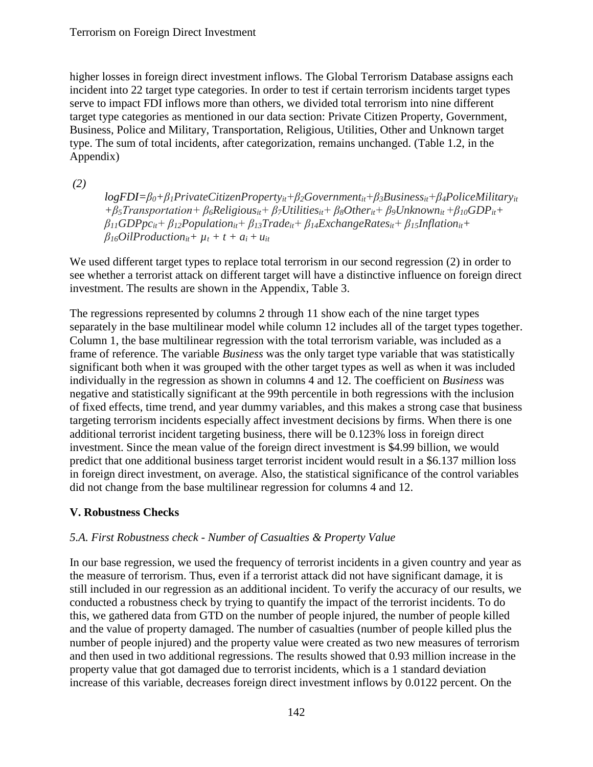higher losses in foreign direct investment inflows. The Global Terrorism Database assigns each incident into 22 target type categories. In order to test if certain terrorism incidents target types serve to impact FDI inflows more than others, we divided total terrorism into nine different target type categories as mentioned in our data section: Private Citizen Property, Government, Business, Police and Military, Transportation, Religious, Utilities, Other and Unknown target type. The sum of total incidents, after categorization, remains unchanged. (Table 1.2, in the Appendix)

*(2)*

$$logFDI=\beta_0+\beta_1 PrivateCitizenProperty_{it}+\beta_2 Government_{it}+\beta_3 Business_{it}+\beta_4 PoliceMilitary_{it} +\beta_5 Transportation+ \beta_6 Religious_{it}+ \beta_7 Utilities_{it}+ \beta_8 Other_{it}+ \beta_9 Unknown_{it} +\beta_{10} GDP_{it}+ \beta_{11} GDPpc_{it}+ \beta_{12} Population_{it}+ \beta_{13} Trade_{it}+ \beta_{14} ExchangeRates_{it}+ \beta_{15} Inflation_{it}+ \beta_{16} OilProduction_{it}+ \mu_t + t + a_i + u_{it}$$

We used different target types to replace total terrorism in our second regression (2) in order to see whether a terrorist attack on different target will have a distinctive influence on foreign direct investment. The results are shown in the Appendix, Table 3.

The regressions represented by columns 2 through 11 show each of the nine target types separately in the base multilinear model while column 12 includes all of the target types together. Column 1, the base multilinear regression with the total terrorism variable, was included as a frame of reference. The variable *Business* was the only target type variable that was statistically significant both when it was grouped with the other target types as well as when it was included individually in the regression as shown in columns 4 and 12. The coefficient on *Business* was negative and statistically significant at the 99th percentile in both regressions with the inclusion of fixed effects, time trend, and year dummy variables, and this makes a strong case that business targeting terrorism incidents especially affect investment decisions by firms. When there is one additional terrorist incident targeting business, there will be 0.123% loss in foreign direct investment. Since the mean value of the foreign direct investment is $4.99 billion, we would predict that one additional business target terrorist incident would result in a $6.137 million loss in foreign direct investment, on average. Also, the statistical significance of the control variables did not change from the base multilinear regression for columns 4 and 12.

## V. Robustness Checks

### *5.A. First Robustness check - Number of Casualties & Property Value*

In our base regression, we used the frequency of terrorist incidents in a given country and year as the measure of terrorism. Thus, even if a terrorist attack did not have significant damage, it is still included in our regression as an additional incident. To verify the accuracy of our results, we conducted a robustness check by trying to quantify the impact of the terrorist incidents. To do this, we gathered data from GTD on the number of people injured, the number of people killed and the value of property damaged. The number of casualties (number of people killed plus the number of people injured) and the property value were created as two new measures of terrorism and then used in two additional regressions. The results showed that 0.93 million increase in the property value that got damaged due to terrorist incidents, which is a 1 standard deviation increase of this variable, decreases foreign direct investment inflows by 0.0122 percent. On the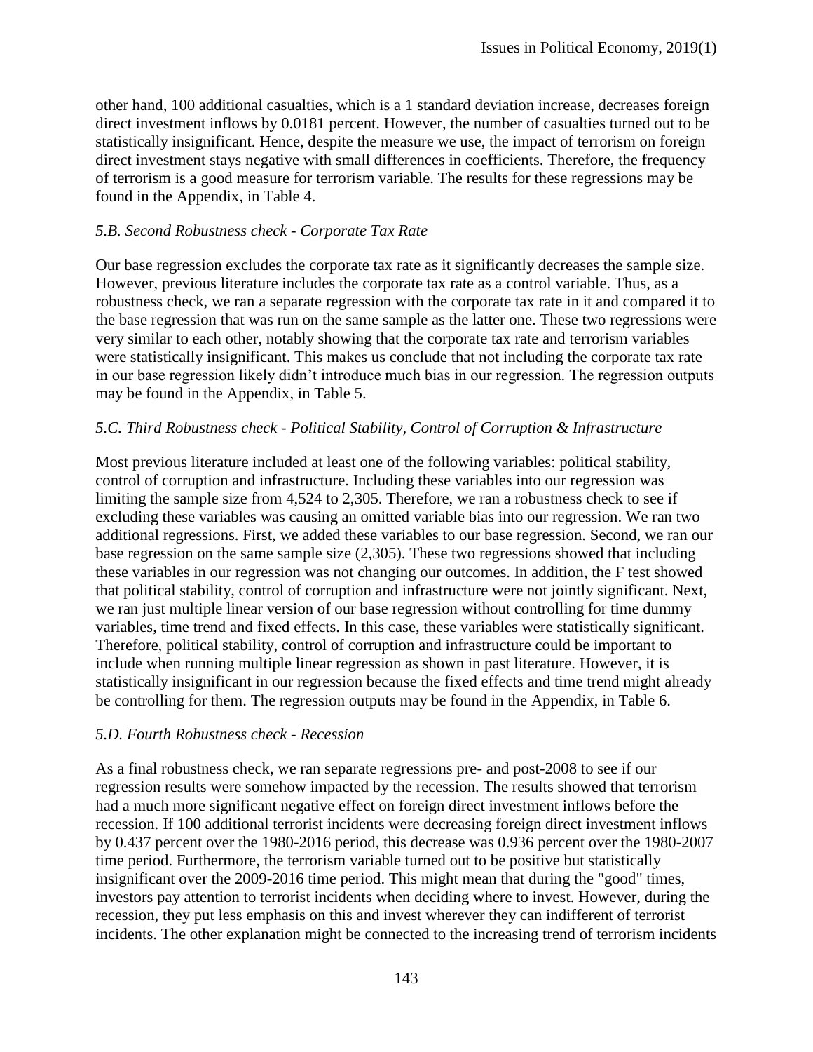other hand, 100 additional casualties, which is a 1 standard deviation increase, decreases foreign direct investment inflows by 0.0181 percent. However, the number of casualties turned out to be statistically insignificant. Hence, despite the measure we use, the impact of terrorism on foreign direct investment stays negative with small differences in coefficients. Therefore, the frequency of terrorism is a good measure for terrorism variable. The results for these regressions may be found in the Appendix, in Table 4.

### *5.B. Second Robustness check - Corporate Tax Rate*

Our base regression excludes the corporate tax rate as it significantly decreases the sample size. However, previous literature includes the corporate tax rate as a control variable. Thus, as a robustness check, we ran a separate regression with the corporate tax rate in it and compared it to the base regression that was run on the same sample as the latter one. These two regressions were very similar to each other, notably showing that the corporate tax rate and terrorism variables were statistically insignificant. This makes us conclude that not including the corporate tax rate in our base regression likely didn't introduce much bias in our regression. The regression outputs may be found in the Appendix, in Table 5.

### *5.C. Third Robustness check - Political Stability, Control of Corruption & Infrastructure*

Most previous literature included at least one of the following variables: political stability, control of corruption and infrastructure. Including these variables into our regression was limiting the sample size from 4,524 to 2,305. Therefore, we ran a robustness check to see if excluding these variables was causing an omitted variable bias into our regression. We ran two additional regressions. First, we added these variables to our base regression. Second, we ran our base regression on the same sample size (2,305). These two regressions showed that including these variables in our regression was not changing our outcomes. In addition, the F test showed that political stability, control of corruption and infrastructure were not jointly significant. Next, we ran just multiple linear version of our base regression without controlling for time dummy variables, time trend and fixed effects. In this case, these variables were statistically significant. Therefore, political stability, control of corruption and infrastructure could be important to include when running multiple linear regression as shown in past literature. However, it is statistically insignificant in our regression because the fixed effects and time trend might already be controlling for them. The regression outputs may be found in the Appendix, in Table 6.

### *5.D. Fourth Robustness check - Recession*

As a final robustness check, we ran separate regressions pre- and post-2008 to see if our regression results were somehow impacted by the recession. The results showed that terrorism had a much more significant negative effect on foreign direct investment inflows before the recession. If 100 additional terrorist incidents were decreasing foreign direct investment inflows by 0.437 percent over the 1980-2016 period, this decrease was 0.936 percent over the 1980-2007 time period. Furthermore, the terrorism variable turned out to be positive but statistically insignificant over the 2009-2016 time period. This might mean that during the "good" times, investors pay attention to terrorist incidents when deciding where to invest. However, during the recession, they put less emphasis on this and invest wherever they can indifferent of terrorist incidents. The other explanation might be connected to the increasing trend of terrorism incidents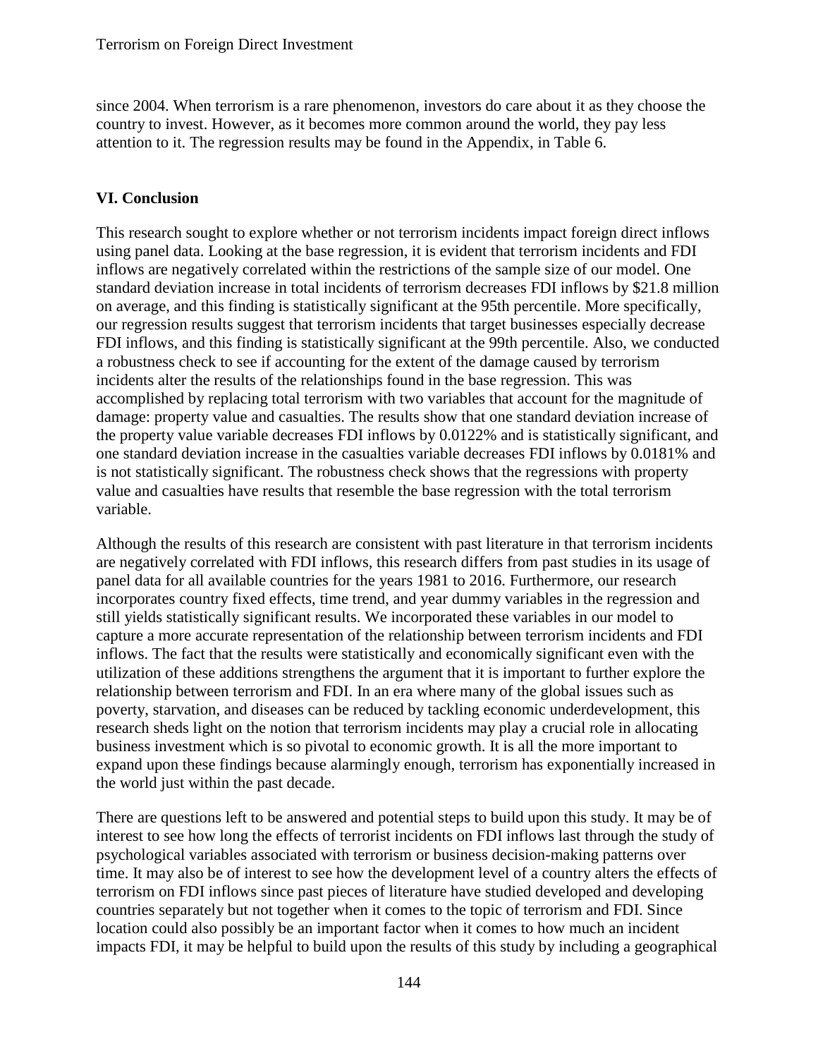since 2004. When terrorism is a rare phenomenon, investors do care about it as they choose the country to invest. However, as it becomes more common around the world, they pay less attention to it. The regression results may be found in the Appendix, in Table 6.

## VI. Conclusion

This research sought to explore whether or not terrorism incidents impact foreign direct inflows using panel data. Looking at the base regression, it is evident that terrorism incidents and FDI inflows are negatively correlated within the restrictions of the sample size of our model. One standard deviation increase in total incidents of terrorism decreases FDI inflows by $21.8 million on average, and this finding is statistically significant at the 95th percentile. More specifically, our regression results suggest that terrorism incidents that target businesses especially decrease FDI inflows, and this finding is statistically significant at the 99th percentile. Also, we conducted a robustness check to see if accounting for the extent of the damage caused by terrorism incidents alter the results of the relationships found in the base regression. This was accomplished by replacing total terrorism with two variables that account for the magnitude of damage: property value and casualties. The results show that one standard deviation increase of the property value variable decreases FDI inflows by 0.0122% and is statistically significant, and one standard deviation increase in the casualties variable decreases FDI inflows by 0.0181% and is not statistically significant. The robustness check shows that the regressions with property value and casualties have results that resemble the base regression with the total terrorism variable.

Although the results of this research are consistent with past literature in that terrorism incidents are negatively correlated with FDI inflows, this research differs from past studies in its usage of panel data for all available countries for the years 1981 to 2016. Furthermore, our research incorporates country fixed effects, time trend, and year dummy variables in the regression and still yields statistically significant results. We incorporated these variables in our model to capture a more accurate representation of the relationship between terrorism incidents and FDI inflows. The fact that the results were statistically and economically significant even with the utilization of these additions strengthens the argument that it is important to further explore the relationship between terrorism and FDI. In an era where many of the global issues such as poverty, starvation, and diseases can be reduced by tackling economic underdevelopment, this research sheds light on the notion that terrorism incidents may play a crucial role in allocating business investment which is so pivotal to economic growth. It is all the more important to expand upon these findings because alarmingly enough, terrorism has exponentially increased in the world just within the past decade.

There are questions left to be answered and potential steps to build upon this study. It may be of interest to see how long the effects of terrorist incidents on FDI inflows last through the study of psychological variables associated with terrorism or business decision-making patterns over time. It may also be of interest to see how the development level of a country alters the effects of terrorism on FDI inflows since past pieces of literature have studied developed and developing countries separately but not together when it comes to the topic of terrorism and FDI. Since location could also possibly be an important factor when it comes to how much an incident impacts FDI, it may be helpful to build upon the results of this study by including a geographical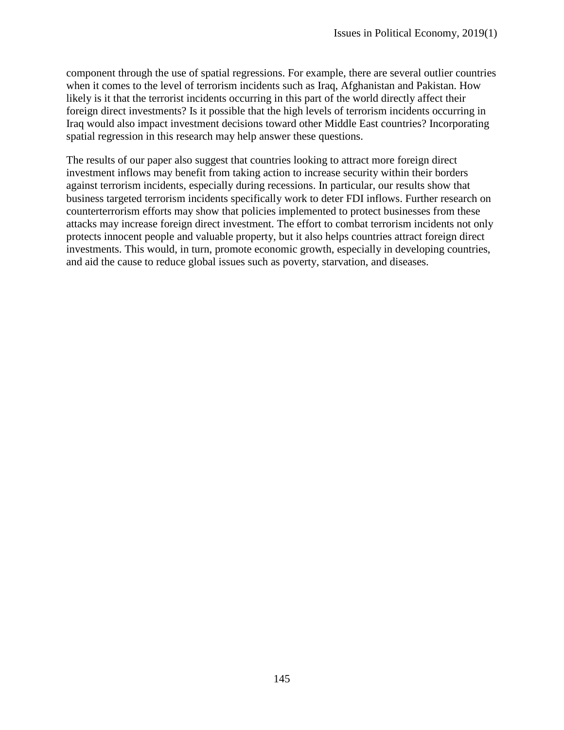component through the use of spatial regressions. For example, there are several outlier countries when it comes to the level of terrorism incidents such as Iraq, Afghanistan and Pakistan. How likely is it that the terrorist incidents occurring in this part of the world directly affect their foreign direct investments? Is it possible that the high levels of terrorism incidents occurring in Iraq would also impact investment decisions toward other Middle East countries? Incorporating spatial regression in this research may help answer these questions.

The results of our paper also suggest that countries looking to attract more foreign direct investment inflows may benefit from taking action to increase security within their borders against terrorism incidents, especially during recessions. In particular, our results show that business targeted terrorism incidents specifically work to deter FDI inflows. Further research on counterterrorism efforts may show that policies implemented to protect businesses from these attacks may increase foreign direct investment. The effort to combat terrorism incidents not only protects innocent people and valuable property, but it also helps countries attract foreign direct investments. This would, in turn, promote economic growth, especially in developing countries, and aid the cause to reduce global issues such as poverty, starvation, and diseases.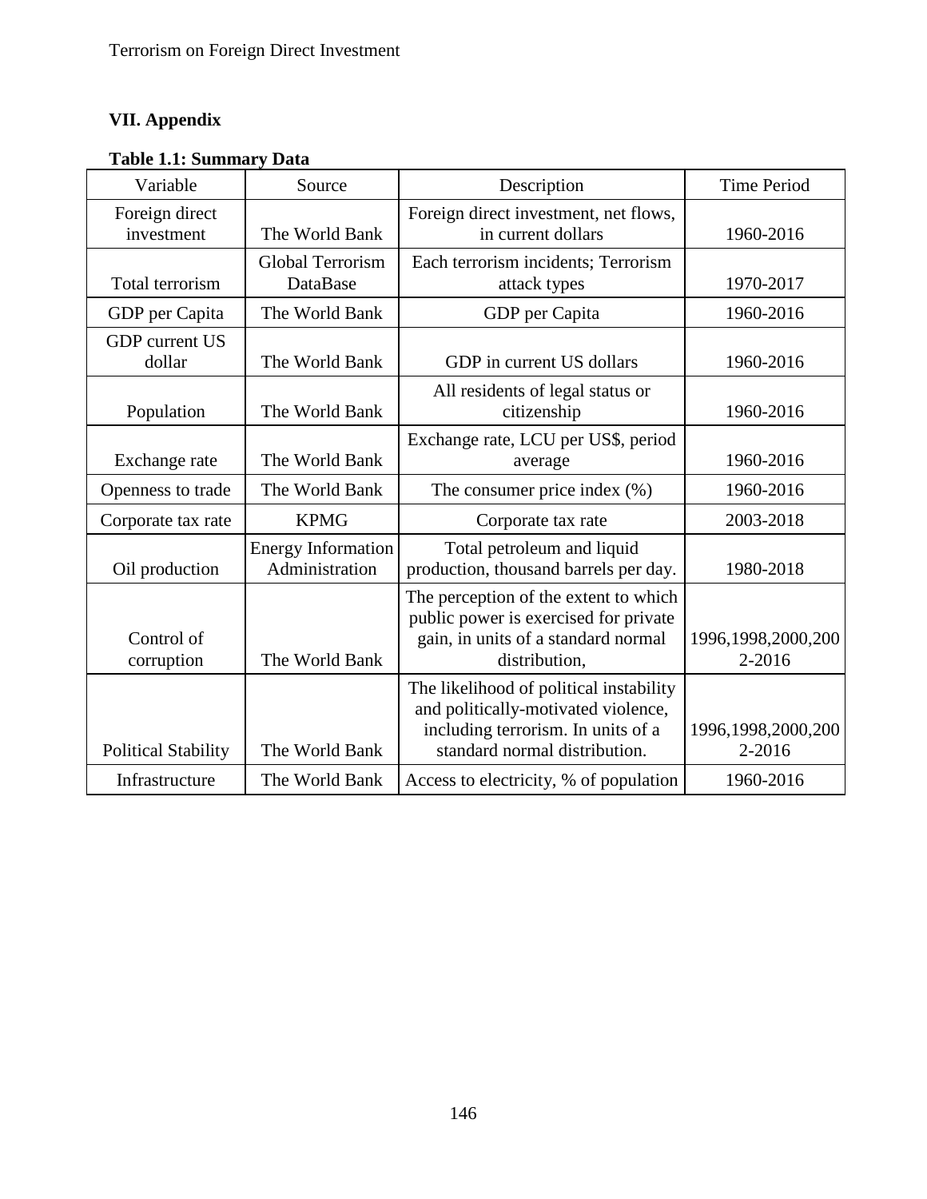## VII. Appendix

**Table 1.1: Summary Data**

| Variable | Source | Description | Time Period |
|---|---|---|---|
| Foreign direct investment | The World Bank | Foreign direct investment, net flows, in current dollars | 1960-2016 |
| Total terrorism | Global Terrorism DataBase | Each terrorism incidents; Terrorism attack types | 1970-2017 |
| GDP per Capita | The World Bank | GDP per Capita | 1960-2016 |
| GDP current US dollar | The World Bank | GDP in current US dollars | 1960-2016 |
| Population | The World Bank | All residents of legal status or citizenship | 1960-2016 |
| Exchange rate | The World Bank | Exchange rate, LCU per US$, period average | 1960-2016 |
| Openness to trade | The World Bank | The consumer price index (%) | 1960-2016 |
| Corporate tax rate | KPMG | Corporate tax rate | 2003-2018 |
| Oil production | Energy Information Administration | Total petroleum and liquid production, thousand barrels per day. | 1980-2018 |
| Control of corruption | The World Bank | The perception of the extent to which public power is exercised for private gain, in units of a standard normal distribution, | 1996,1998,2000,2002-2016 |
| Political Stability | The World Bank | The likelihood of political instability and politically-motivated violence, including terrorism. In units of a standard normal distribution. | 1996,1998,2000,2002-2016 |
| Infrastructure | The World Bank | Access to electricity, % of population | 1960-2016 |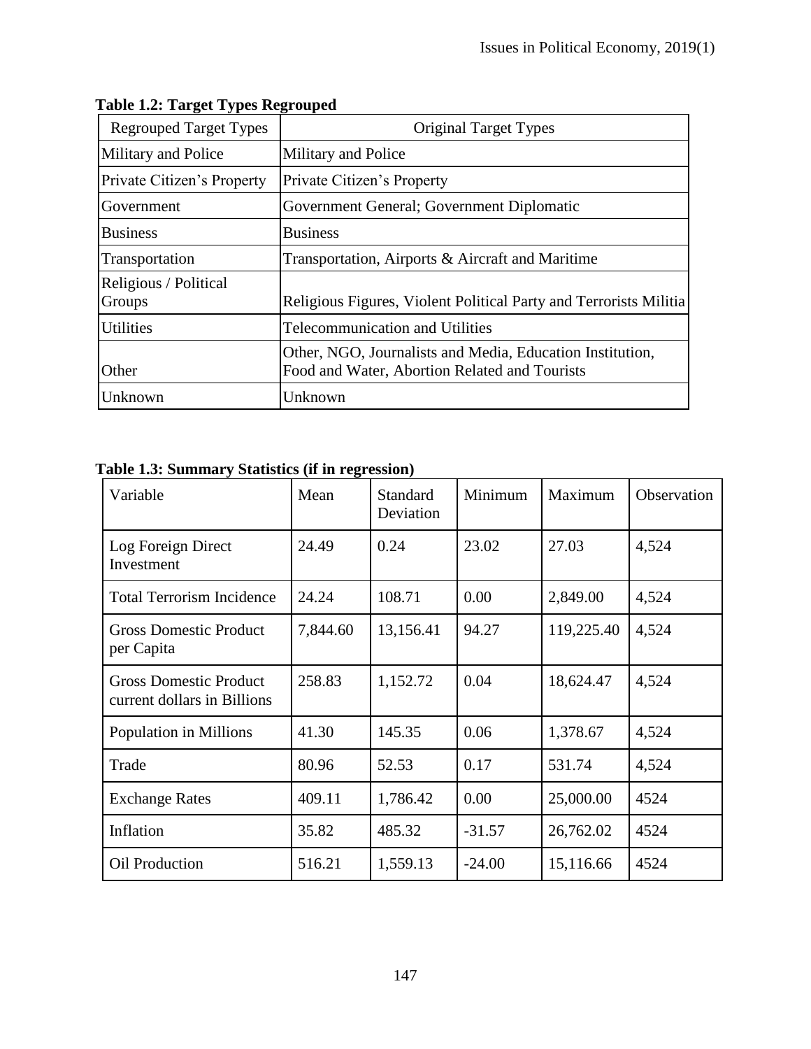**Table 1.2: Target Types Regrouped**

| Regrouped Target Types | Original Target Types |
| --- | --- |
| Military and Police | Military and Police |
| Private Citizen's Property | Private Citizen's Property |
| Government | Government General; Government Diplomatic |
| Business | Business |
| Transportation | Transportation, Airports & Aircraft and Maritime |
| Religious / Political Groups | Religious Figures, Violent Political Party and Terrorists Militia |
| Utilities | Telecommunication and Utilities |
| Other | Other, NGO, Journalists and Media, Education Institution, Food and Water, Abortion Related and Tourists |
| Unknown | Unknown |

**Table 1.3: Summary Statistics (if in regression)**

| Variable | Mean | Standard Deviation | Minimum | Maximum | Observation |
| --- | --- | --- | --- | --- | --- |
| Log Foreign Direct Investment | 24.49 | 0.24 | 23.02 | 27.03 | 4,524 |
| Total Terrorism Incidence | 24.24 | 108.71 | 0.00 | 2,849.00 | 4,524 |
| Gross Domestic Product per Capita | 7,844.60 | 13,156.41 | 94.27 | 119,225.40 | 4,524 |
| Gross Domestic Product current dollars in Billions | 258.83 | 1,152.72 | 0.04 | 18,624.47 | 4,524 |
| Population in Millions | 41.30 | 145.35 | 0.06 | 1,378.67 | 4,524 |
| Trade | 80.96 | 52.53 | 0.17 | 531.74 | 4,524 |
| Exchange Rates | 409.11 | 1,786.42 | 0.00 | 25,000.00 | 4524 |
| Inflation | 35.82 | 485.32 | -31.57 | 26,762.02 | 4524 |
| Oil Production | 516.21 | 1,559.13 | -24.00 | 15,116.66 | 4524 |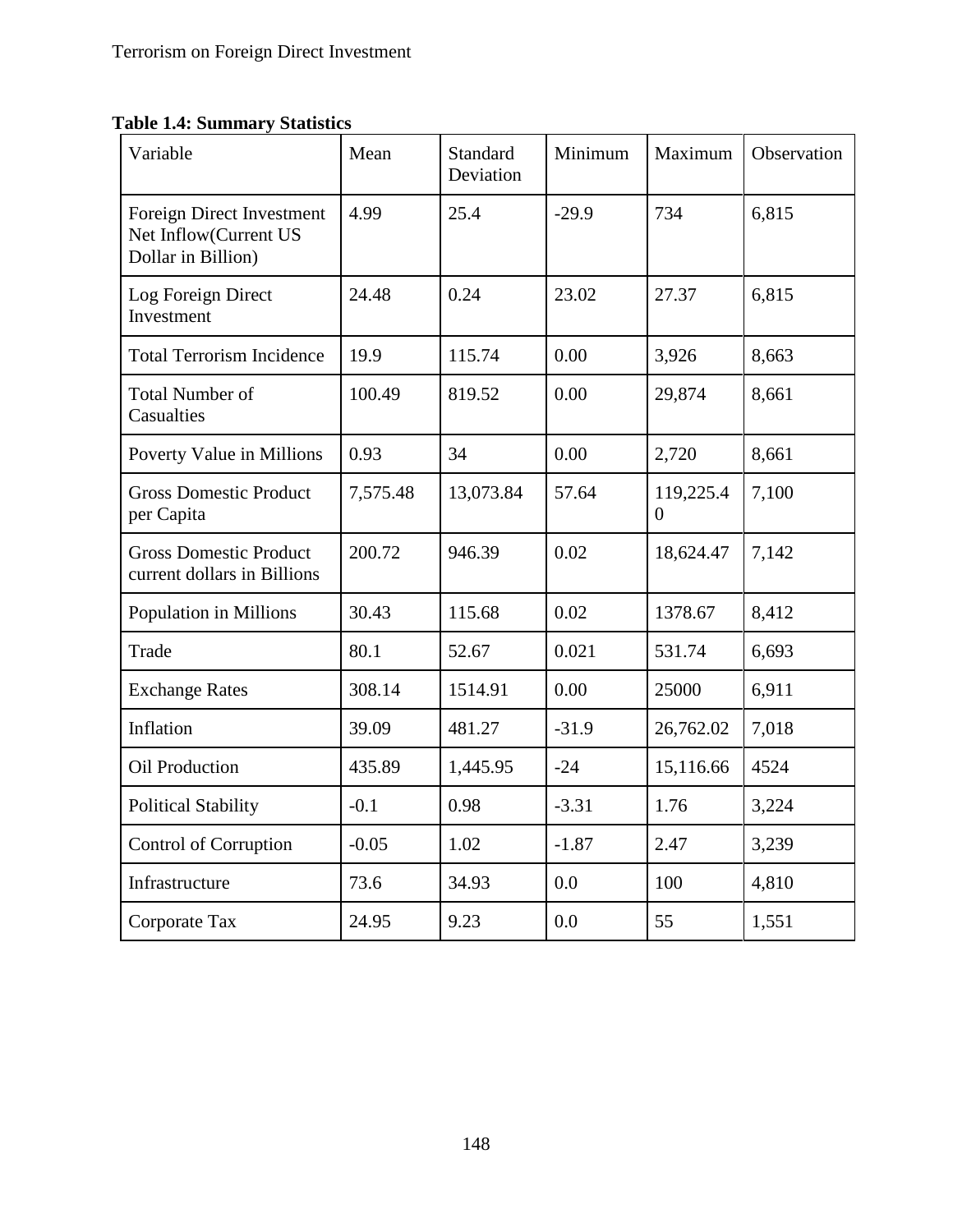**Table 1.4: Summary Statistics**

| Variable | Mean | Standard Deviation | Minimum | Maximum | Observation |
|---|---|---|---|---|---|
| Foreign Direct Investment Net Inflow(Current US Dollar in Billion) | 4.99 | 25.4 | -29.9 | 734 | 6,815 |
| Log Foreign Direct Investment | 24.48 | 0.24 | 23.02 | 27.37 | 6,815 |
| Total Terrorism Incidence | 19.9 | 115.74 | 0.00 | 3,926 | 8,663 |
| Total Number of Casualties | 100.49 | 819.52 | 0.00 | 29,874 | 8,661 |
| Poverty Value in Millions | 0.93 | 34 | 0.00 | 2,720 | 8,661 |
| Gross Domestic Product per Capita | 7,575.48 | 13,073.84 | 57.64 | 119,225.40 | 7,100 |
| Gross Domestic Product current dollars in Billions | 200.72 | 946.39 | 0.02 | 18,624.47 | 7,142 |
| Population in Millions | 30.43 | 115.68 | 0.02 | 1378.67 | 8,412 |
| Trade | 80.1 | 52.67 | 0.021 | 531.74 | 6,693 |
| Exchange Rates | 308.14 | 1514.91 | 0.00 | 25000 | 6,911 |
| Inflation | 39.09 | 481.27 | -31.9 | 26,762.02 | 7,018 |
| Oil Production | 435.89 | 1,445.95 | -24 | 15,116.66 | 4524 |
| Political Stability | -0.1 | 0.98 | -3.31 | 1.76 | 3,224 |
| Control of Corruption | -0.05 | 1.02 | -1.87 | 2.47 | 3,239 |
| Infrastructure | 73.6 | 34.93 | 0.0 | 100 | 4,810 |
| Corporate Tax | 24.95 | 9.23 | 0.0 | 55 | 1,551 |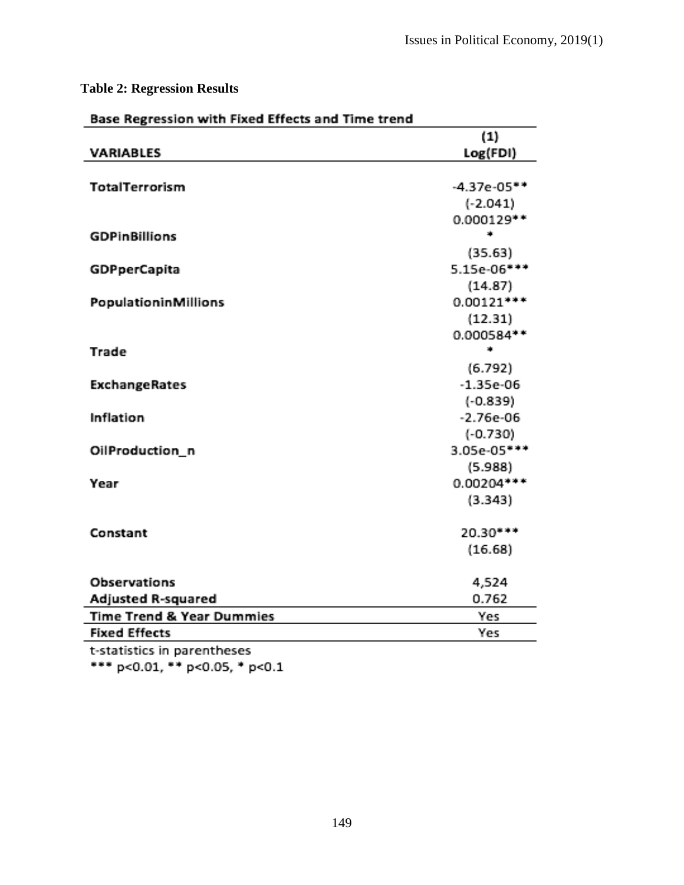**Table 2: Regression Results**

Base Regression with Fixed Effects and Time trend

| | (1) |
|---|---|
| **VARIABLES** | **Log(FDI)** |
| | |
| **TotalTerrorism** | -4.37e-05** |
| | (-2.041) |
| **GDPinBillions** | 0.000129*** |
| | (35.63) |
| **GDPperCapita** | 5.15e-06*** |
| | (14.87) |
| **PopulationinMillions** | 0.00121*** |
| | (12.31) |
| **Trade** | 0.000584*** |
| | (6.792) |
| **ExchangeRates** | -1.35e-06 |
| | (-0.839) |
| **Inflation** | -2.76e-06 |
| | (-0.730) |
| **OilProduction_n** | 3.05e-05*** |
| | (5.988) |
| **Year** | 0.00204*** |
| | (3.343) |
| | |
| **Constant** | 20.30*** |
| | (16.68) |
| | |
| **Observations** | 4,524 |
| **Adjusted R-squared** | 0.762 |
| **Time Trend & Year Dummies** | Yes |
| **Fixed Effects** | Yes |

t-statistics in parentheses

*** p<0.01, ** p<0.05, * p<0.1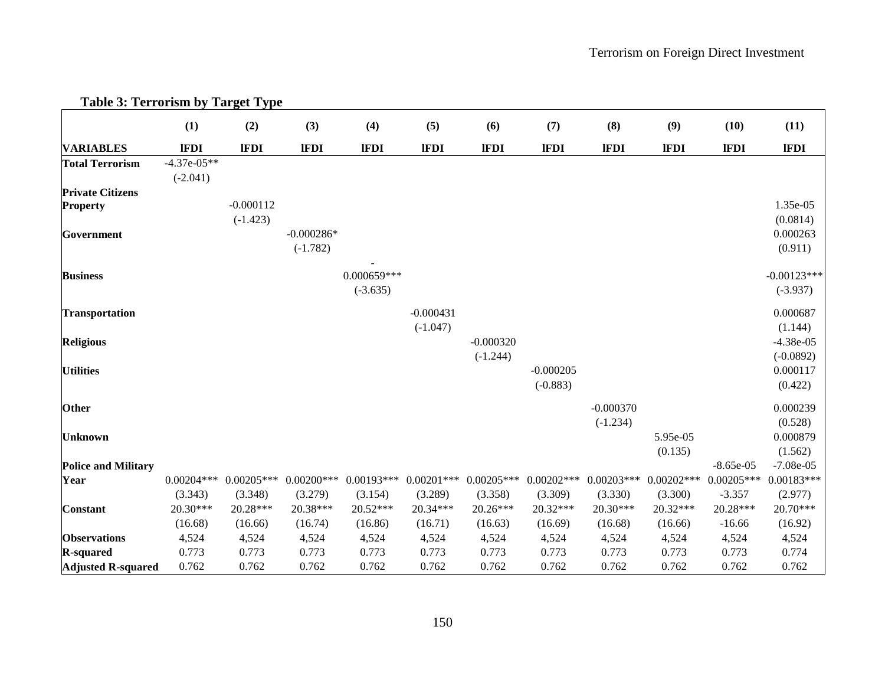**Table 3: Terrorism by Target Type**

| | (1) | (2) | (3) | (4) | (5) | (6) | (7) | (8) | (9) | (10) | (11) |
|---|---|---|---|---|---|---|---|---|---|---|---|
| **VARIABLES** | **lFDI** | **lFDI** | **lFDI** | **lFDI** | **lFDI** | **lFDI** | **lFDI** | **lFDI** | **lFDI** | **lFDI** | **lFDI** |
| **Total Terrorism** | -4.37e-05** | | | | | | | | | | |
| | (-2.041) | | | | | | | | | | |
| **Private Citizens Property** | | -0.000112 | | | | | | | | | 1.35e-05 |
| | | (-1.423) | | | | | | | | | (0.0814) |
| **Government** | | | -0.000286* | | | | | | | | 0.000263 |
| | | | (-1.782) | | | | | | | | (0.911) |
| **Business** | | | | -0.000659*** | | | | | | | -0.00123*** |
| | | | | (-3.635) | | | | | | | (-3.937) |
| **Transportation** | | | | | -0.000431 | | | | | | 0.000687 |
| | | | | | (-1.047) | | | | | | (1.144) |
| **Religious** | | | | | | -0.000320 | | | | | -4.38e-05 |
| | | | | | | (-1.244) | | | | | (-0.0892) |
| **Utilities** | | | | | | | -0.000205 | | | | 0.000117 |
| | | | | | | | (-0.883) | | | | (0.422) |
| **Other** | | | | | | | | -0.000370 | | | 0.000239 |
| | | | | | | | | (-1.234) | | | (0.528) |
| **Unknown** | | | | | | | | | 5.95e-05 | | 0.000879 |
| | | | | | | | | | (0.135) | | (1.562) |
| **Police and Military** | | | | | | | | | | -8.65e-05 | -7.08e-05 |
| **Year** | 0.00204*** | 0.00205*** | 0.00200*** | 0.00193*** | 0.00201*** | 0.00205*** | 0.00202*** | 0.00203*** | 0.00202*** | 0.00205*** | 0.00183*** |
| | (3.343) | (3.348) | (3.279) | (3.154) | (3.289) | (3.358) | (3.309) | (3.330) | (3.300) | -3.357 | (2.977) |
| **Constant** | 20.30*** | 20.28*** | 20.38*** | 20.52*** | 20.34*** | 20.26*** | 20.32*** | 20.30*** | 20.32*** | 20.28*** | 20.70*** |
| | (16.68) | (16.66) | (16.74) | (16.86) | (16.71) | (16.63) | (16.69) | (16.68) | (16.66) | -16.66 | (16.92) |
| **Observations** | 4,524 | 4,524 | 4,524 | 4,524 | 4,524 | 4,524 | 4,524 | 4,524 | 4,524 | 4,524 | 4,524 |
| **R-squared** | 0.773 | 0.773 | 0.773 | 0.773 | 0.773 | 0.773 | 0.773 | 0.773 | 0.773 | 0.773 | 0.774 |
| **Adjusted R-squared** | 0.762 | 0.762 | 0.762 | 0.762 | 0.762 | 0.762 | 0.762 | 0.762 | 0.762 | 0.762 | 0.762 |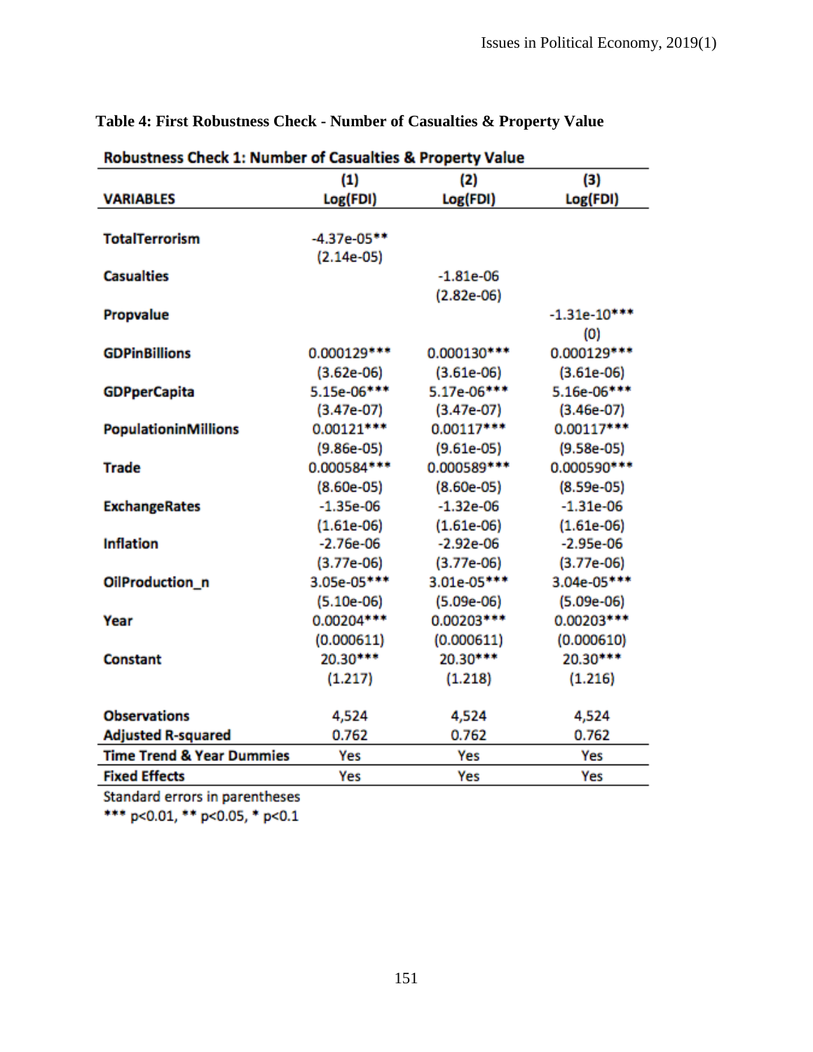**Table 4: First Robustness Check - Number of Casualties & Property Value**

| Robustness Check 1: Number of Casualties & Property Value | | | |
|---|---|---|---|
| | (1) | (2) | (3) |
| **VARIABLES** | **Log(FDI)** | **Log(FDI)** | **Log(FDI)** |
| **TotalTerrorism** | -4.37e-05** | | |
| | (2.14e-05) | | |
| **Casualties** | | -1.81e-06 | |
| | | (2.82e-06) | |
| **Propvalue** | | | -1.31e-10*** |
| | | | (0) |
| **GDPinBillions** | 0.000129*** | 0.000130*** | 0.000129*** |
| | (3.62e-06) | (3.61e-06) | (3.61e-06) |
| **GDPperCapita** | 5.15e-06*** | 5.17e-06*** | 5.16e-06*** |
| | (3.47e-07) | (3.47e-07) | (3.46e-07) |
| **PopulationinMillions** | 0.00121*** | 0.00117*** | 0.00117*** |
| | (9.86e-05) | (9.61e-05) | (9.58e-05) |
| **Trade** | 0.000584*** | 0.000589*** | 0.000590*** |
| | (8.60e-05) | (8.60e-05) | (8.59e-05) |
| **ExchangeRates** | -1.35e-06 | -1.32e-06 | -1.31e-06 |
| | (1.61e-06) | (1.61e-06) | (1.61e-06) |
| **Inflation** | -2.76e-06 | -2.92e-06 | -2.95e-06 |
| | (3.77e-06) | (3.77e-06) | (3.77e-06) |
| **OilProduction_n** | 3.05e-05*** | 3.01e-05*** | 3.04e-05*** |
| | (5.10e-06) | (5.09e-06) | (5.09e-06) |
| **Year** | 0.00204*** | 0.00203*** | 0.00203*** |
| | (0.000611) | (0.000611) | (0.000610) |
| **Constant** | 20.30*** | 20.30*** | 20.30*** |
| | (1.217) | (1.218) | (1.216) |
| **Observations** | 4,524 | 4,524 | 4,524 |
| **Adjusted R-squared** | 0.762 | 0.762 | 0.762 |
| **Time Trend & Year Dummies** | Yes | Yes | Yes |
| **Fixed Effects** | Yes | Yes | Yes |

Standard errors in parentheses

*** p<0.01, ** p<0.05, * p<0.1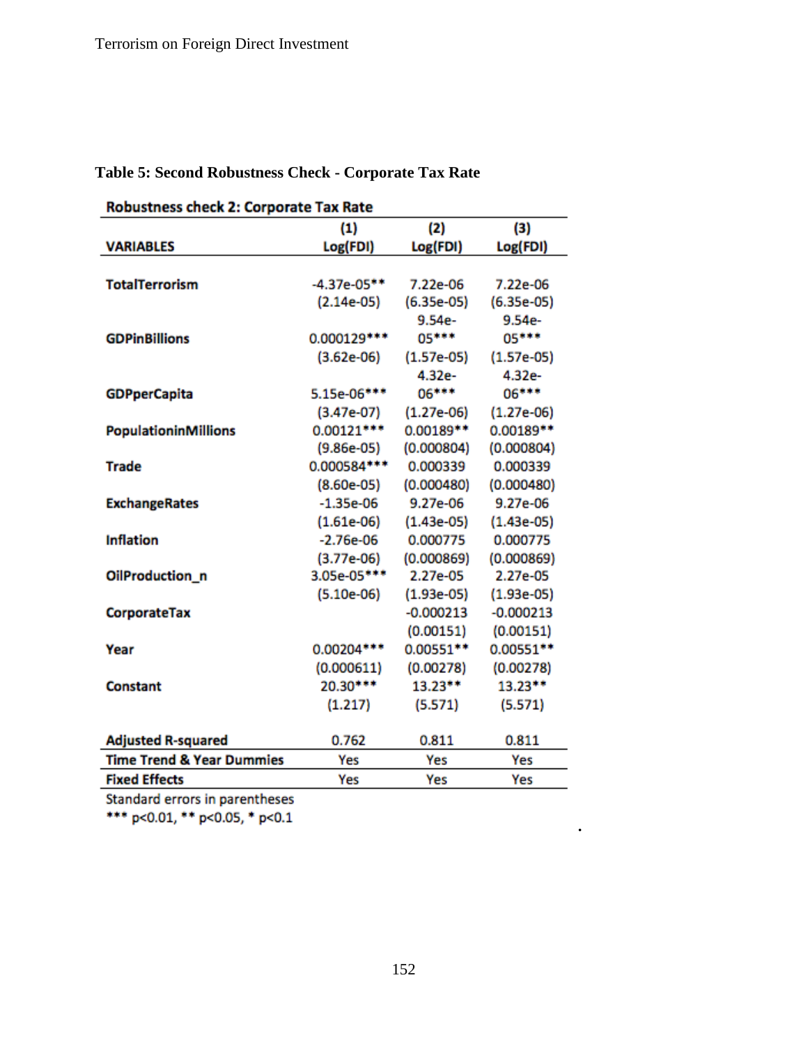**Table 5: Second Robustness Check - Corporate Tax Rate**

| Robustness check 2: Corporate Tax Rate | | | |
|---|---|---|---|
| | (1) | (2) | (3) |
| VARIABLES | Log(FDI) | Log(FDI) | Log(FDI) |
| TotalTerrorism | -4.37e-05** | 7.22e-06 | 7.22e-06 |
| | (2.14e-05) | (6.35e-05) | (6.35e-05) |
| GDPinBillions | 0.000129*** | 9.54e-05*** | 9.54e-05*** |
| | (3.62e-06) | (1.57e-05) | (1.57e-05) |
| GDPperCapita | 5.15e-06*** | 4.32e-06*** | 4.32e-06*** |
| | (3.47e-07) | (1.27e-06) | (1.27e-06) |
| PopulationinMillions | 0.00121*** | 0.00189** | 0.00189** |
| | (9.86e-05) | (0.000804) | (0.000804) |
| Trade | 0.000584*** | 0.000339 | 0.000339 |
| | (8.60e-05) | (0.000480) | (0.000480) |
| ExchangeRates | -1.35e-06 | 9.27e-06 | 9.27e-06 |
| | (1.61e-06) | (1.43e-05) | (1.43e-05) |
| Inflation | -2.76e-06 | 0.000775 | 0.000775 |
| | (3.77e-06) | (0.000869) | (0.000869) |
| OilProduction_n | 3.05e-05*** | 2.27e-05 | 2.27e-05 |
| | (5.10e-06) | (1.93e-05) | (1.93e-05) |
| CorporateTax | | -0.000213 | -0.000213 |
| | | (0.00151) | (0.00151) |
| Year | 0.00204*** | 0.00551** | 0.00551** |
| | (0.000611) | (0.00278) | (0.00278) |
| Constant | 20.30*** | 13.23** | 13.23** |
| | (1.217) | (5.571) | (5.571) |
| Adjusted R-squared | 0.762 | 0.811 | 0.811 |
| Time Trend & Year Dummies | Yes | Yes | Yes |
| Fixed Effects | Yes | Yes | Yes |

Standard errors in parentheses
*** p<0.01, ** p<0.05, * p<0.1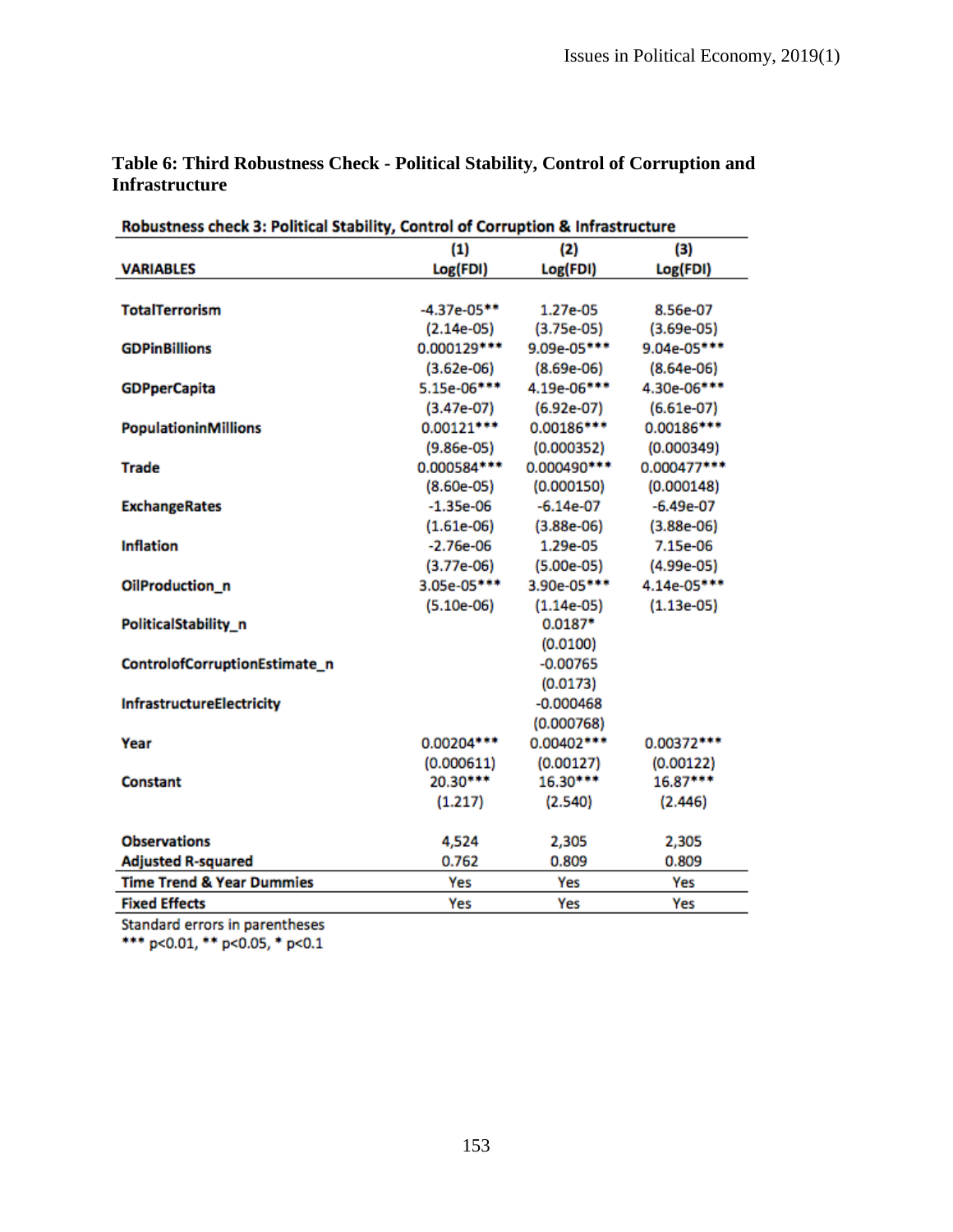**Table 6: Third Robustness Check - Political Stability, Control of Corruption and Infrastructure**

| Robustness check 3: Political Stability, Control of Corruption & Infrastructure | | | |
|---|---|---|---|
| | (1) | (2) | (3) |
| VARIABLES | Log(FDI) | Log(FDI) | Log(FDI) |
| TotalTerrorism | -4.37e-05** | 1.27e-05 | 8.56e-07 |
| | (2.14e-05) | (3.75e-05) | (3.69e-05) |
| GDPinBillions | 0.000129*** | 9.09e-05*** | 9.04e-05*** |
| | (3.62e-06) | (8.69e-06) | (8.64e-06) |
| GDPperCapita | 5.15e-06*** | 4.19e-06*** | 4.30e-06*** |
| | (3.47e-07) | (6.92e-07) | (6.61e-07) |
| PopulationinMillions | 0.00121*** | 0.00186*** | 0.00186*** |
| | (9.86e-05) | (0.000352) | (0.000349) |
| Trade | 0.000584*** | 0.000490*** | 0.000477*** |
| | (8.60e-05) | (0.000150) | (0.000148) |
| ExchangeRates | -1.35e-06 | -6.14e-07 | -6.49e-07 |
| | (1.61e-06) | (3.88e-06) | (3.88e-06) |
| Inflation | -2.76e-06 | 1.29e-05 | 7.15e-06 |
| | (3.77e-06) | (5.00e-05) | (4.99e-05) |
| OilProduction_n | 3.05e-05*** | 3.90e-05*** | 4.14e-05*** |
| | (5.10e-06) | (1.14e-05) | (1.13e-05) |
| PoliticalStability_n | | 0.0187* | |
| | | (0.0100) | |
| ControlofCorruptionEstimate_n | | -0.00765 | |
| | | (0.0173) | |
| InfrastructureElectricity | | -0.000468 | |
| | | (0.000768) | |
| Year | 0.00204*** | 0.00402*** | 0.00372*** |
| | (0.000611) | (0.00127) | (0.00122) |
| Constant | 20.30*** | 16.30*** | 16.87*** |
| | (1.217) | (2.540) | (2.446) |
| Observations | 4,524 | 2,305 | 2,305 |
| Adjusted R-squared | 0.762 | 0.809 | 0.809 |
| Time Trend & Year Dummies | Yes | Yes | Yes |
| Fixed Effects | Yes | Yes | Yes |

Standard errors in parentheses
*** p<0.01, ** p<0.05, * p<0.1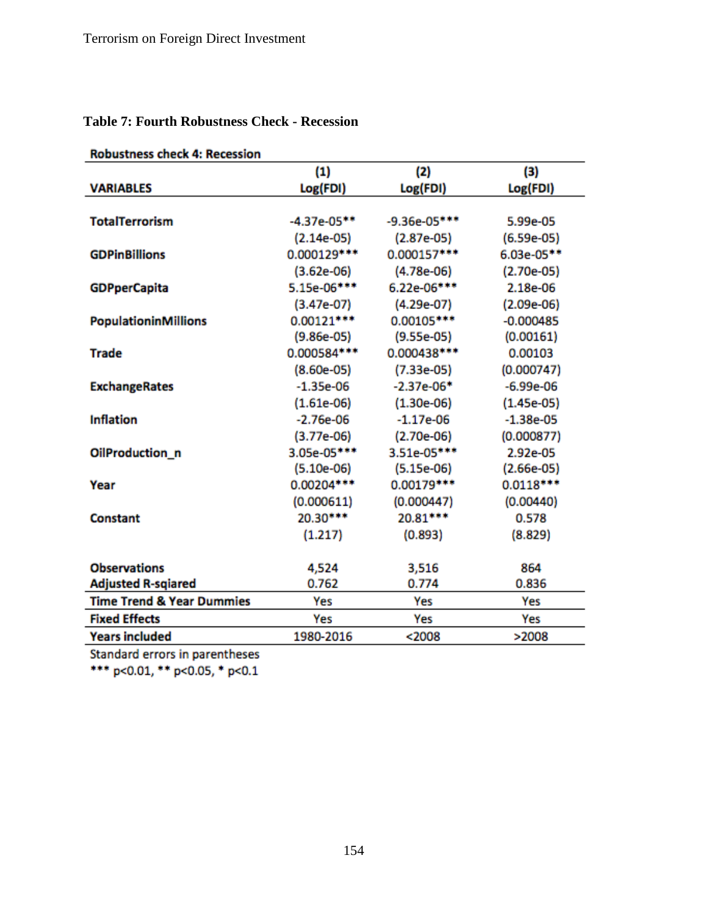**Table 7: Fourth Robustness Check - Recession**

**Robustness check 4: Recession**

| VARIABLES | (1) Log(FDI) | (2) Log(FDI) | (3) Log(FDI) |
|---|---|---|---|
| **TotalTerrorism** | -4.37e-05** | -9.36e-05*** | 5.99e-05 |
| | (2.14e-05) | (2.87e-05) | (6.59e-05) |
| **GDPinBillions** | 0.000129*** | 0.000157*** | 6.03e-05** |
| | (3.62e-06) | (4.78e-06) | (2.70e-05) |
| **GDPperCapita** | 5.15e-06*** | 6.22e-06*** | 2.18e-06 |
| | (3.47e-07) | (4.29e-07) | (2.09e-06) |
| **PopulationinMillions** | 0.00121*** | 0.00105*** | -0.000485 |
| | (9.86e-05) | (9.55e-05) | (0.00161) |
| **Trade** | 0.000584*** | 0.000438*** | 0.00103 |
| | (8.60e-05) | (7.33e-05) | (0.000747) |
| **ExchangeRates** | -1.35e-06 | -2.37e-06* | -6.99e-06 |
| | (1.61e-06) | (1.30e-06) | (1.45e-05) |
| **Inflation** | -2.76e-06 | -1.17e-06 | -1.38e-05 |
| | (3.77e-06) | (2.70e-06) | (0.000877) |
| **OilProduction_n** | 3.05e-05*** | 3.51e-05*** | 2.92e-05 |
| | (5.10e-06) | (5.15e-06) | (2.66e-05) |
| **Year** | 0.00204*** | 0.00179*** | 0.0118*** |
| | (0.000611) | (0.000447) | (0.00440) |
| **Constant** | 20.30*** | 20.81*** | 0.578 |
| | (1.217) | (0.893) | (8.829) |
| | | | |
| **Observations** | 4,524 | 3,516 | 864 |
| **Adjusted R-sqiared** | 0.762 | 0.774 | 0.836 |
| **Time Trend & Year Dummies** | Yes | Yes | Yes |
| **Fixed Effects** | Yes | Yes | Yes |
| **Years included** | 1980-2016 | <2008 | >2008 |

Standard errors in parentheses

*** p<0.01, ** p<0.05, * p<0.1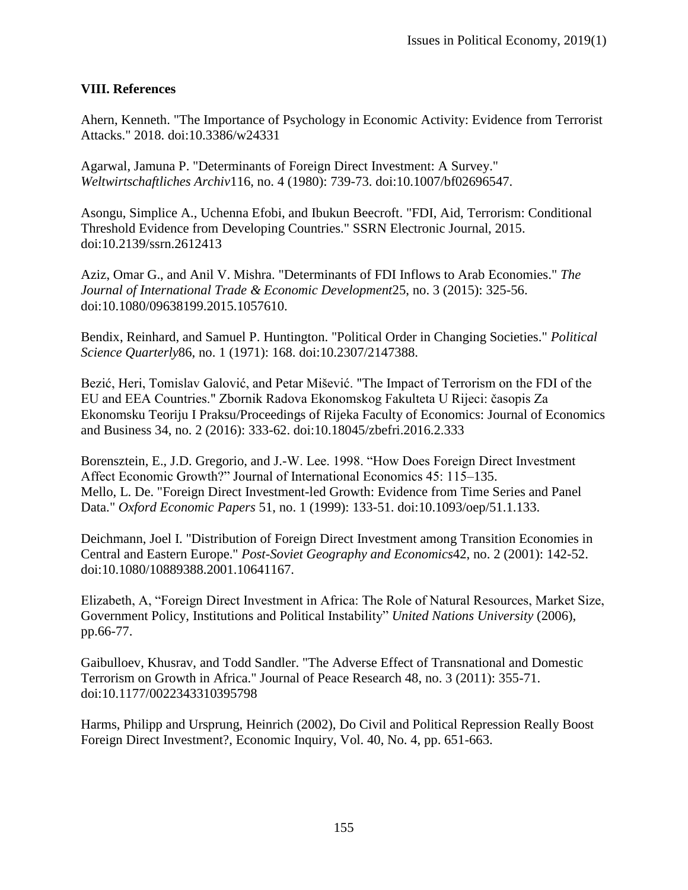### VIII. References

Ahern, Kenneth. "The Importance of Psychology in Economic Activity: Evidence from Terrorist Attacks." 2018. doi:10.3386/w24331

Agarwal, Jamuna P. "Determinants of Foreign Direct Investment: A Survey." *Weltwirtschaftliches Archiv*116, no. 4 (1980): 739-73. doi:10.1007/bf02696547.

Asongu, Simplice A., Uchenna Efobi, and Ibukun Beecroft. "FDI, Aid, Terrorism: Conditional Threshold Evidence from Developing Countries." SSRN Electronic Journal, 2015. doi:10.2139/ssrn.2612413

Aziz, Omar G., and Anil V. Mishra. "Determinants of FDI Inflows to Arab Economies." *The Journal of International Trade & Economic Development*25, no. 3 (2015): 325-56. doi:10.1080/09638199.2015.1057610.

Bendix, Reinhard, and Samuel P. Huntington. "Political Order in Changing Societies." *Political Science Quarterly*86, no. 1 (1971): 168. doi:10.2307/2147388.

Bezić, Heri, Tomislav Galović, and Petar Mišević. "The Impact of Terrorism on the FDI of the EU and EEA Countries." Zbornik Radova Ekonomskog Fakulteta U Rijeci: časopis Za Ekonomsku Teoriju I Praksu/Proceedings of Rijeka Faculty of Economics: Journal of Economics and Business 34, no. 2 (2016): 333-62. doi:10.18045/zbefri.2016.2.333

Borensztein, E., J.D. Gregorio, and J.-W. Lee. 1998. "How Does Foreign Direct Investment Affect Economic Growth?" Journal of International Economics 45: 115–135.
Mello, L. De. "Foreign Direct Investment-led Growth: Evidence from Time Series and Panel Data." *Oxford Economic Papers* 51, no. 1 (1999): 133-51. doi:10.1093/oep/51.1.133.

Deichmann, Joel I. "Distribution of Foreign Direct Investment among Transition Economies in Central and Eastern Europe." *Post-Soviet Geography and Economics*42, no. 2 (2001): 142-52. doi:10.1080/10889388.2001.10641167.

Elizabeth, A, "Foreign Direct Investment in Africa: The Role of Natural Resources, Market Size, Government Policy, Institutions and Political Instability" *United Nations University* (2006), pp.66-77.

Gaibulloev, Khusrav, and Todd Sandler. "The Adverse Effect of Transnational and Domestic Terrorism on Growth in Africa." Journal of Peace Research 48, no. 3 (2011): 355-71. doi:10.1177/0022343310395798

Harms, Philipp and Ursprung, Heinrich (2002), Do Civil and Political Repression Really Boost Foreign Direct Investment?, Economic Inquiry, Vol. 40, No. 4, pp. 651-663.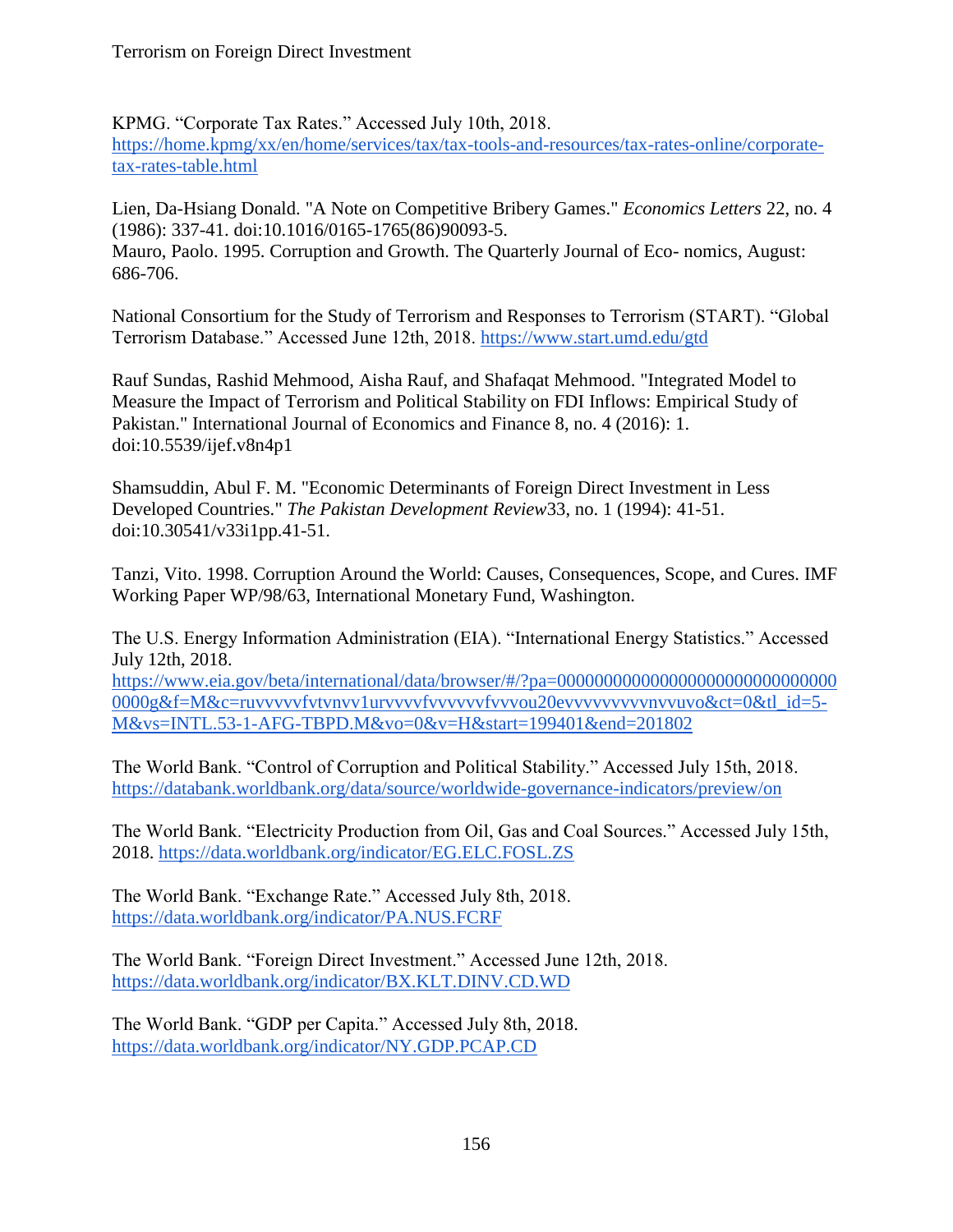KPMG. "Corporate Tax Rates." Accessed July 10th, 2018. https://home.kpmg/xx/en/home/services/tax/tax-tools-and-resources/tax-rates-online/corporate-tax-rates-table.html

Lien, Da-Hsiang Donald. "A Note on Competitive Bribery Games." *Economics Letters* 22, no. 4 (1986): 337-41. doi:10.1016/0165-1765(86)90093-5.
Mauro, Paolo. 1995. Corruption and Growth. The Quarterly Journal of Eco- nomics, August: 686-706.

National Consortium for the Study of Terrorism and Responses to Terrorism (START). "Global Terrorism Database." Accessed June 12th, 2018. https://www.start.umd.edu/gtd

Rauf Sundas, Rashid Mehmood, Aisha Rauf, and Shafaqat Mehmood. "Integrated Model to Measure the Impact of Terrorism and Political Stability on FDI Inflows: Empirical Study of Pakistan." International Journal of Economics and Finance 8, no. 4 (2016): 1. doi:10.5539/ijef.v8n4p1

Shamsuddin, Abul F. M. "Economic Determinants of Foreign Direct Investment in Less Developed Countries." *The Pakistan Development Review*33, no. 1 (1994): 41-51. doi:10.30541/v33i1pp.41-51.

Tanzi, Vito. 1998. Corruption Around the World: Causes, Consequences, Scope, and Cures. IMF Working Paper WP/98/63, International Monetary Fund, Washington.

The U.S. Energy Information Administration (EIA). "International Energy Statistics." Accessed July 12th, 2018. https://www.eia.gov/beta/international/data/browser/#/?pa=0000000000000000000000000000000000g&f=M&c=ruvvvvvfvtvnvv1urvvvvfvvvvvvfvvvou20evvvvvvvvvnvvuvo&ct=0&tl_id=5-M&vs=INTL.53-1-AFG-TBPD.M&vo=0&v=H&start=199401&end=201802

The World Bank. "Control of Corruption and Political Stability." Accessed July 15th, 2018. https://databank.worldbank.org/data/source/worldwide-governance-indicators/preview/on

The World Bank. "Electricity Production from Oil, Gas and Coal Sources." Accessed July 15th, 2018. https://data.worldbank.org/indicator/EG.ELC.FOSL.ZS

The World Bank. "Exchange Rate." Accessed July 8th, 2018. https://data.worldbank.org/indicator/PA.NUS.FCRF

The World Bank. "Foreign Direct Investment." Accessed June 12th, 2018. https://data.worldbank.org/indicator/BX.KLT.DINV.CD.WD

The World Bank. "GDP per Capita." Accessed July 8th, 2018. https://data.worldbank.org/indicator/NY.GDP.PCAP.CD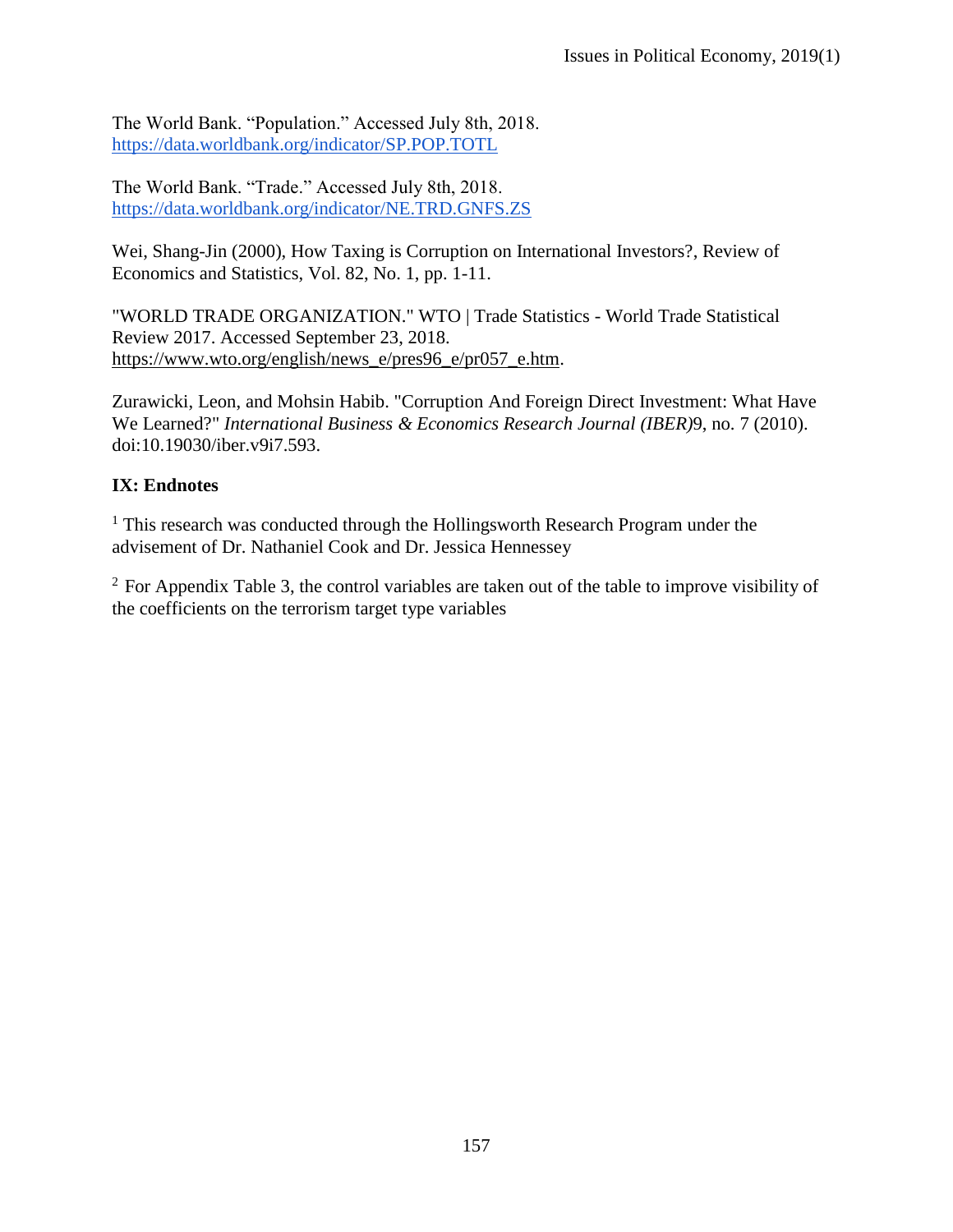The World Bank. "Population." Accessed July 8th, 2018. https://data.worldbank.org/indicator/SP.POP.TOTL

The World Bank. "Trade." Accessed July 8th, 2018. https://data.worldbank.org/indicator/NE.TRD.GNFS.ZS

Wei, Shang-Jin (2000), How Taxing is Corruption on International Investors?, Review of Economics and Statistics, Vol. 82, No. 1, pp. 1-11.

"WORLD TRADE ORGANIZATION." WTO | Trade Statistics - World Trade Statistical Review 2017. Accessed September 23, 2018. https://www.wto.org/english/news_e/pres96_e/pr057_e.htm.

Zurawicki, Leon, and Mohsin Habib. "Corruption And Foreign Direct Investment: What Have We Learned?" *International Business & Economics Research Journal (IBER)*9, no. 7 (2010). doi:10.19030/iber.v9i7.593.

## IX: Endnotes

[1] This research was conducted through the Hollingsworth Research Program under the advisement of Dr. Nathaniel Cook and Dr. Jessica Hennessey

[2] For Appendix Table 3, the control variables are taken out of the table to improve visibility of the coefficients on the terrorism target type variables